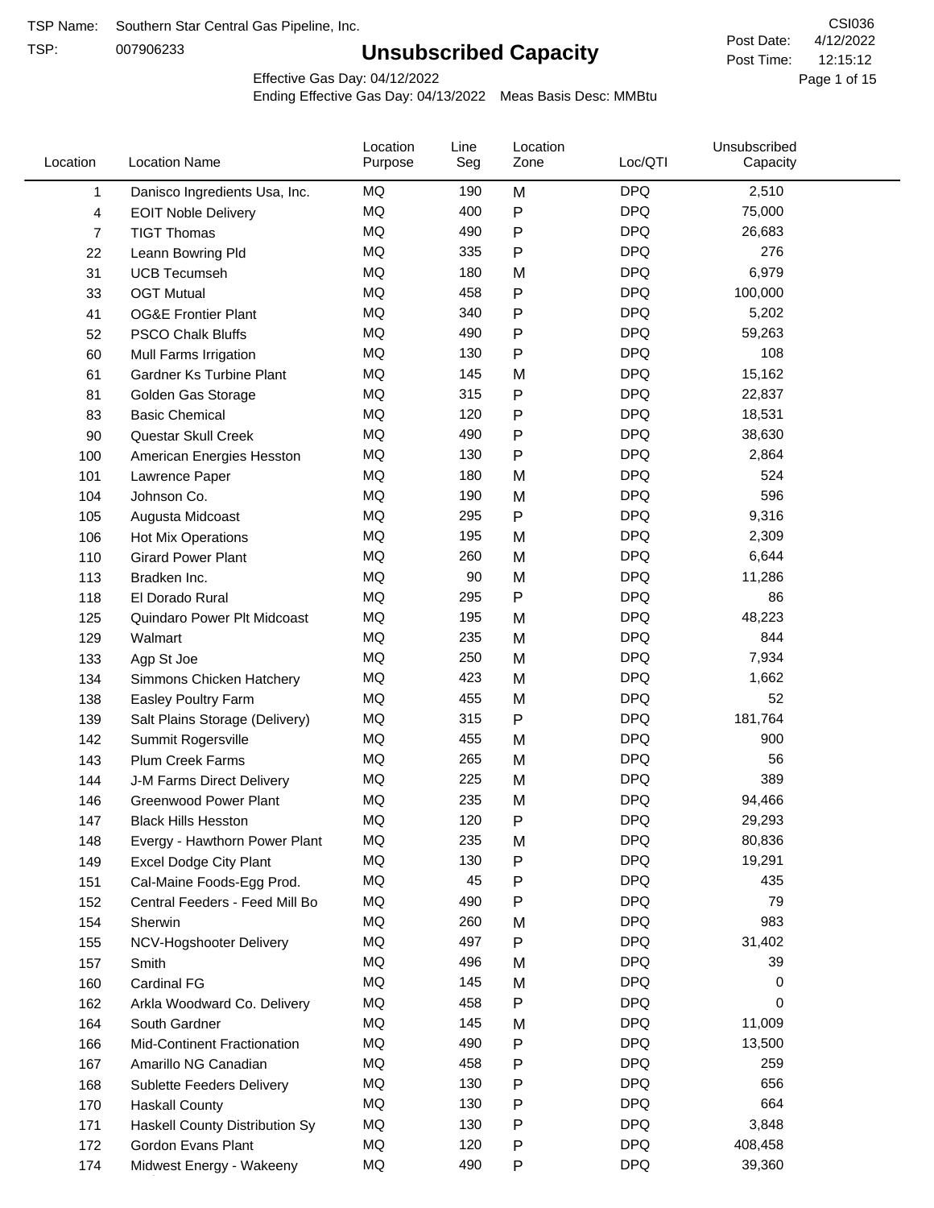TSP Name: Southern Star Central Gas Pipeline, Inc.

TSP: 007906233

CSI036

Post Date: 4/12/2022

Post Time: 12:15:12

# Unsubscribed Capacity

Effective Gas Day: 04/12/2022

Ending Effective Gas Day: 04/13/2022 Meas Basis Desc: MMBtu

| Location | Location Name | Location Purpose | Line Seg | Location Zone | Loc/QTI | Unsubscribed Capacity |
|---|---|---|---|---|---|---|
| 1 | Danisco Ingredients Usa, Inc. | MQ | 190 | M | DPQ | 2,510 |
| 4 | EOIT Noble Delivery | MQ | 400 | P | DPQ | 75,000 |
| 7 | TIGT Thomas | MQ | 490 | P | DPQ | 26,683 |
| 22 | Leann Bowring Pld | MQ | 335 | P | DPQ | 276 |
| 31 | UCB Tecumseh | MQ | 180 | M | DPQ | 6,979 |
| 33 | OGT Mutual | MQ | 458 | P | DPQ | 100,000 |
| 41 | OG&E Frontier Plant | MQ | 340 | P | DPQ | 5,202 |
| 52 | PSCO Chalk Bluffs | MQ | 490 | P | DPQ | 59,263 |
| 60 | Mull Farms Irrigation | MQ | 130 | P | DPQ | 108 |
| 61 | Gardner Ks Turbine Plant | MQ | 145 | M | DPQ | 15,162 |
| 81 | Golden Gas Storage | MQ | 315 | P | DPQ | 22,837 |
| 83 | Basic Chemical | MQ | 120 | P | DPQ | 18,531 |
| 90 | Questar Skull Creek | MQ | 490 | P | DPQ | 38,630 |
| 100 | American Energies Hesston | MQ | 130 | P | DPQ | 2,864 |
| 101 | Lawrence Paper | MQ | 180 | M | DPQ | 524 |
| 104 | Johnson Co. | MQ | 190 | M | DPQ | 596 |
| 105 | Augusta Midcoast | MQ | 295 | P | DPQ | 9,316 |
| 106 | Hot Mix Operations | MQ | 195 | M | DPQ | 2,309 |
| 110 | Girard Power Plant | MQ | 260 | M | DPQ | 6,644 |
| 113 | Bradken Inc. | MQ | 90 | M | DPQ | 11,286 |
| 118 | El Dorado Rural | MQ | 295 | P | DPQ | 86 |
| 125 | Quindaro Power Plt Midcoast | MQ | 195 | M | DPQ | 48,223 |
| 129 | Walmart | MQ | 235 | M | DPQ | 844 |
| 133 | Agp St Joe | MQ | 250 | M | DPQ | 7,934 |
| 134 | Simmons Chicken Hatchery | MQ | 423 | M | DPQ | 1,662 |
| 138 | Easley Poultry Farm | MQ | 455 | M | DPQ | 52 |
| 139 | Salt Plains Storage (Delivery) | MQ | 315 | P | DPQ | 181,764 |
| 142 | Summit Rogersville | MQ | 455 | M | DPQ | 900 |
| 143 | Plum Creek Farms | MQ | 265 | M | DPQ | 56 |
| 144 | J-M Farms Direct Delivery | MQ | 225 | M | DPQ | 389 |
| 146 | Greenwood Power Plant | MQ | 235 | M | DPQ | 94,466 |
| 147 | Black Hills Hesston | MQ | 120 | P | DPQ | 29,293 |
| 148 | Evergy - Hawthorn Power Plant | MQ | 235 | M | DPQ | 80,836 |
| 149 | Excel Dodge City Plant | MQ | 130 | P | DPQ | 19,291 |
| 151 | Cal-Maine Foods-Egg Prod. | MQ | 45 | P | DPQ | 435 |
| 152 | Central Feeders - Feed Mill Bo | MQ | 490 | P | DPQ | 79 |
| 154 | Sherwin | MQ | 260 | M | DPQ | 983 |
| 155 | NCV-Hogshooter Delivery | MQ | 497 | P | DPQ | 31,402 |
| 157 | Smith | MQ | 496 | M | DPQ | 39 |
| 160 | Cardinal FG | MQ | 145 | M | DPQ | 0 |
| 162 | Arkla Woodward Co. Delivery | MQ | 458 | P | DPQ | 0 |
| 164 | South Gardner | MQ | 145 | M | DPQ | 11,009 |
| 166 | Mid-Continent Fractionation | MQ | 490 | P | DPQ | 13,500 |
| 167 | Amarillo NG Canadian | MQ | 458 | P | DPQ | 259 |
| 168 | Sublette Feeders Delivery | MQ | 130 | P | DPQ | 656 |
| 170 | Haskall County | MQ | 130 | P | DPQ | 664 |
| 171 | Haskall County Distribution Sy | MQ | 130 | P | DPQ | 3,848 |
| 172 | Gordon Evans Plant | MQ | 120 | P | DPQ | 408,458 |
| 174 | Midwest Energy - Wakeeny | MQ | 490 | P | DPQ | 39,360 |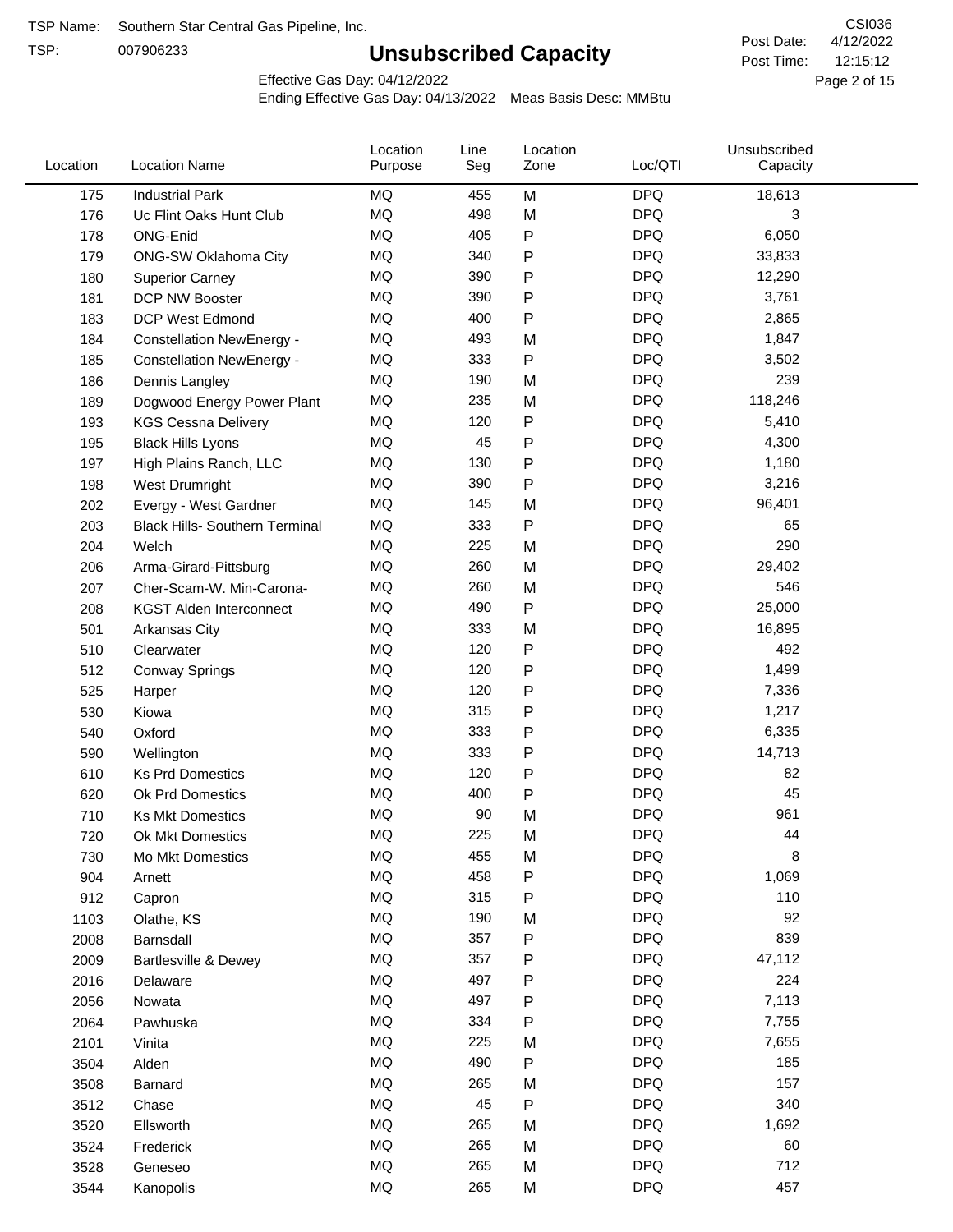TSP Name: Southern Star Central Gas Pipeline, Inc.

TSP: 007906233

# Unsubscribed Capacity

CSI036

Post Date: 4/12/2022

Post Time: 12:15:12

Effective Gas Day: 04/12/2022

Ending Effective Gas Day: 04/13/2022 Meas Basis Desc: MMBtu

| Location | Location Name | Location Purpose | Line Seg | Location Zone | Loc/QTI | Unsubscribed Capacity |
|---|---|---|---|---|---|---|
| 175 | Industrial Park | MQ | 455 | M | DPQ | 18,613 |
| 176 | Uc Flint Oaks Hunt Club | MQ | 498 | M | DPQ | 3 |
| 178 | ONG-Enid | MQ | 405 | P | DPQ | 6,050 |
| 179 | ONG-SW Oklahoma City | MQ | 340 | P | DPQ | 33,833 |
| 180 | Superior Carney | MQ | 390 | P | DPQ | 12,290 |
| 181 | DCP NW Booster | MQ | 390 | P | DPQ | 3,761 |
| 183 | DCP West Edmond | MQ | 400 | P | DPQ | 2,865 |
| 184 | Constellation NewEnergy - | MQ | 493 | M | DPQ | 1,847 |
| 185 | Constellation NewEnergy - | MQ | 333 | P | DPQ | 3,502 |
| 186 | Dennis Langley | MQ | 190 | M | DPQ | 239 |
| 189 | Dogwood Energy Power Plant | MQ | 235 | M | DPQ | 118,246 |
| 193 | KGS Cessna Delivery | MQ | 120 | P | DPQ | 5,410 |
| 195 | Black Hills Lyons | MQ | 45 | P | DPQ | 4,300 |
| 197 | High Plains Ranch, LLC | MQ | 130 | P | DPQ | 1,180 |
| 198 | West Drumright | MQ | 390 | P | DPQ | 3,216 |
| 202 | Evergy - West Gardner | MQ | 145 | M | DPQ | 96,401 |
| 203 | Black Hills- Southern Terminal | MQ | 333 | P | DPQ | 65 |
| 204 | Welch | MQ | 225 | M | DPQ | 290 |
| 206 | Arma-Girard-Pittsburg | MQ | 260 | M | DPQ | 29,402 |
| 207 | Cher-Scam-W. Min-Carona- | MQ | 260 | M | DPQ | 546 |
| 208 | KGST Alden Interconnect | MQ | 490 | P | DPQ | 25,000 |
| 501 | Arkansas City | MQ | 333 | M | DPQ | 16,895 |
| 510 | Clearwater | MQ | 120 | P | DPQ | 492 |
| 512 | Conway Springs | MQ | 120 | P | DPQ | 1,499 |
| 525 | Harper | MQ | 120 | P | DPQ | 7,336 |
| 530 | Kiowa | MQ | 315 | P | DPQ | 1,217 |
| 540 | Oxford | MQ | 333 | P | DPQ | 6,335 |
| 590 | Wellington | MQ | 333 | P | DPQ | 14,713 |
| 610 | Ks Prd Domestics | MQ | 120 | P | DPQ | 82 |
| 620 | Ok Prd Domestics | MQ | 400 | P | DPQ | 45 |
| 710 | Ks Mkt Domestics | MQ | 90 | M | DPQ | 961 |
| 720 | Ok Mkt Domestics | MQ | 225 | M | DPQ | 44 |
| 730 | Mo Mkt Domestics | MQ | 455 | M | DPQ | 8 |
| 904 | Arnett | MQ | 458 | P | DPQ | 1,069 |
| 912 | Capron | MQ | 315 | P | DPQ | 110 |
| 1103 | Olathe, KS | MQ | 190 | M | DPQ | 92 |
| 2008 | Barnsdall | MQ | 357 | P | DPQ | 839 |
| 2009 | Bartlesville & Dewey | MQ | 357 | P | DPQ | 47,112 |
| 2016 | Delaware | MQ | 497 | P | DPQ | 224 |
| 2056 | Nowata | MQ | 497 | P | DPQ | 7,113 |
| 2064 | Pawhuska | MQ | 334 | P | DPQ | 7,755 |
| 2101 | Vinita | MQ | 225 | M | DPQ | 7,655 |
| 3504 | Alden | MQ | 490 | P | DPQ | 185 |
| 3508 | Barnard | MQ | 265 | M | DPQ | 157 |
| 3512 | Chase | MQ | 45 | P | DPQ | 340 |
| 3520 | Ellsworth | MQ | 265 | M | DPQ | 1,692 |
| 3524 | Frederick | MQ | 265 | M | DPQ | 60 |
| 3528 | Geneseo | MQ | 265 | M | DPQ | 712 |
| 3544 | Kanopolis | MQ | 265 | M | DPQ | 457 |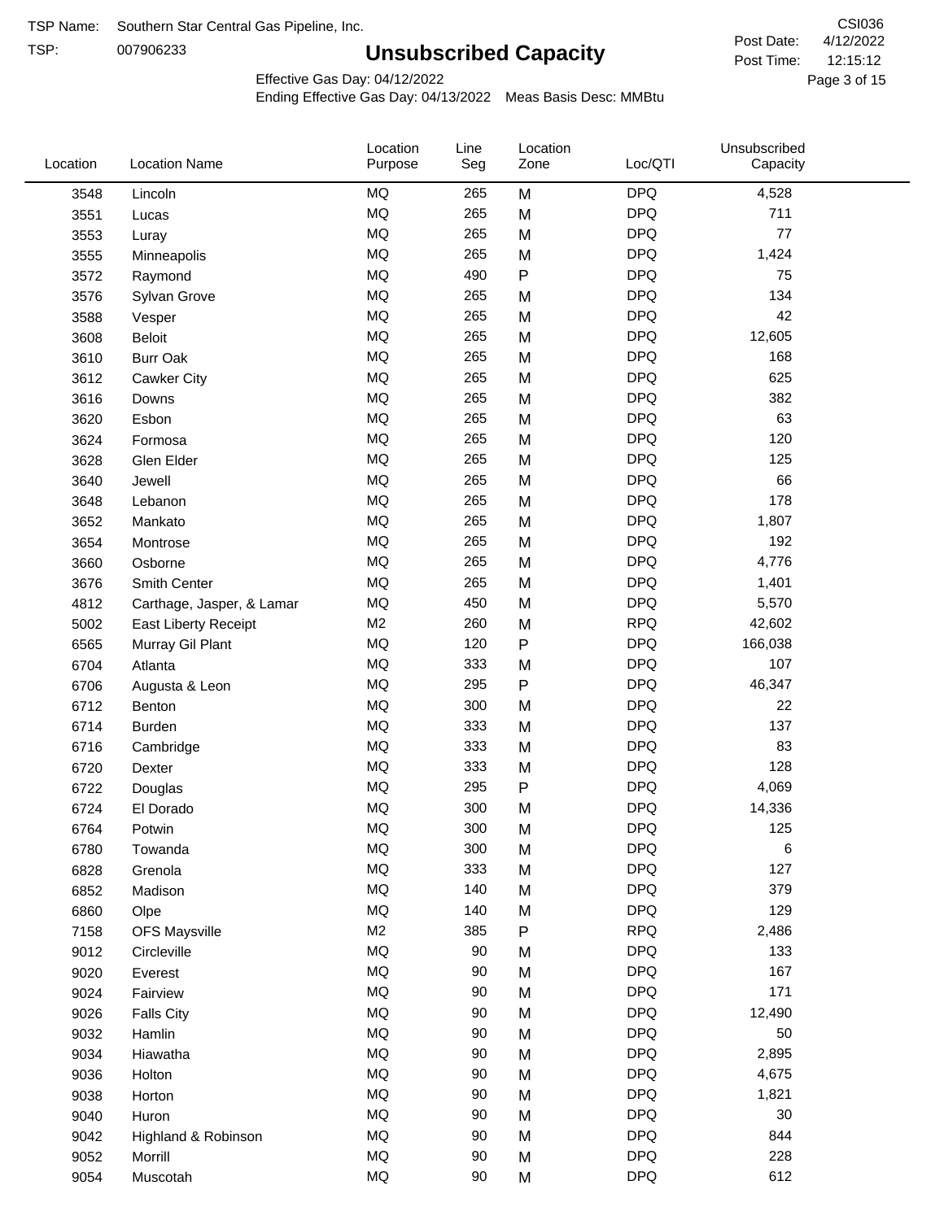TSP Name: Southern Star Central Gas Pipeline, Inc.

TSP: 007906233

CSI036

Post Date: 4/12/2022

Post Time: 12:15:12

# Unsubscribed Capacity

Effective Gas Day: 04/12/2022

Ending Effective Gas Day: 04/13/2022 Meas Basis Desc: MMBtu

| Location | Location Name | Location Purpose | Line Seg | Location Zone | Loc/QTI | Unsubscribed Capacity |
|---|---|---|---|---|---|---|
| 3548 | Lincoln | MQ | 265 | M | DPQ | 4,528 |
| 3551 | Lucas | MQ | 265 | M | DPQ | 711 |
| 3553 | Luray | MQ | 265 | M | DPQ | 77 |
| 3555 | Minneapolis | MQ | 265 | M | DPQ | 1,424 |
| 3572 | Raymond | MQ | 490 | P | DPQ | 75 |
| 3576 | Sylvan Grove | MQ | 265 | M | DPQ | 134 |
| 3588 | Vesper | MQ | 265 | M | DPQ | 42 |
| 3608 | Beloit | MQ | 265 | M | DPQ | 12,605 |
| 3610 | Burr Oak | MQ | 265 | M | DPQ | 168 |
| 3612 | Cawker City | MQ | 265 | M | DPQ | 625 |
| 3616 | Downs | MQ | 265 | M | DPQ | 382 |
| 3620 | Esbon | MQ | 265 | M | DPQ | 63 |
| 3624 | Formosa | MQ | 265 | M | DPQ | 120 |
| 3628 | Glen Elder | MQ | 265 | M | DPQ | 125 |
| 3640 | Jewell | MQ | 265 | M | DPQ | 66 |
| 3648 | Lebanon | MQ | 265 | M | DPQ | 178 |
| 3652 | Mankato | MQ | 265 | M | DPQ | 1,807 |
| 3654 | Montrose | MQ | 265 | M | DPQ | 192 |
| 3660 | Osborne | MQ | 265 | M | DPQ | 4,776 |
| 3676 | Smith Center | MQ | 265 | M | DPQ | 1,401 |
| 4812 | Carthage, Jasper, & Lamar | MQ | 450 | M | DPQ | 5,570 |
| 5002 | East Liberty Receipt | M2 | 260 | M | RPQ | 42,602 |
| 6565 | Murray Gil Plant | MQ | 120 | P | DPQ | 166,038 |
| 6704 | Atlanta | MQ | 333 | M | DPQ | 107 |
| 6706 | Augusta & Leon | MQ | 295 | P | DPQ | 46,347 |
| 6712 | Benton | MQ | 300 | M | DPQ | 22 |
| 6714 | Burden | MQ | 333 | M | DPQ | 137 |
| 6716 | Cambridge | MQ | 333 | M | DPQ | 83 |
| 6720 | Dexter | MQ | 333 | M | DPQ | 128 |
| 6722 | Douglas | MQ | 295 | P | DPQ | 4,069 |
| 6724 | El Dorado | MQ | 300 | M | DPQ | 14,336 |
| 6764 | Potwin | MQ | 300 | M | DPQ | 125 |
| 6780 | Towanda | MQ | 300 | M | DPQ | 6 |
| 6828 | Grenola | MQ | 333 | M | DPQ | 127 |
| 6852 | Madison | MQ | 140 | M | DPQ | 379 |
| 6860 | Olpe | MQ | 140 | M | DPQ | 129 |
| 7158 | OFS Maysville | M2 | 385 | P | RPQ | 2,486 |
| 9012 | Circleville | MQ | 90 | M | DPQ | 133 |
| 9020 | Everest | MQ | 90 | M | DPQ | 167 |
| 9024 | Fairview | MQ | 90 | M | DPQ | 171 |
| 9026 | Falls City | MQ | 90 | M | DPQ | 12,490 |
| 9032 | Hamlin | MQ | 90 | M | DPQ | 50 |
| 9034 | Hiawatha | MQ | 90 | M | DPQ | 2,895 |
| 9036 | Holton | MQ | 90 | M | DPQ | 4,675 |
| 9038 | Horton | MQ | 90 | M | DPQ | 1,821 |
| 9040 | Huron | MQ | 90 | M | DPQ | 30 |
| 9042 | Highland & Robinson | MQ | 90 | M | DPQ | 844 |
| 9052 | Morrill | MQ | 90 | M | DPQ | 228 |
| 9054 | Muscotah | MQ | 90 | M | DPQ | 612 |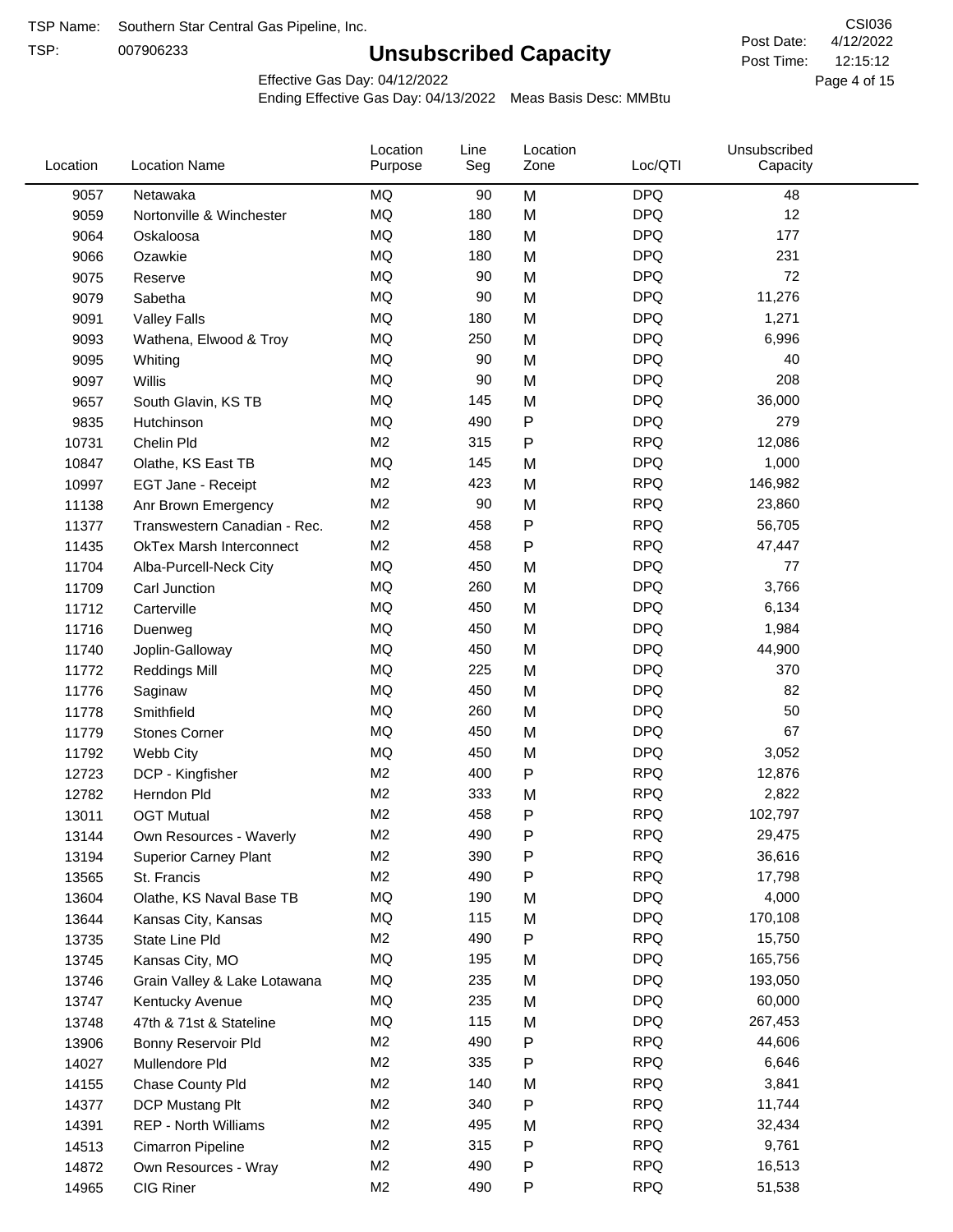TSP Name: Southern Star Central Gas Pipeline, Inc.

TSP: 007906233

# Unsubscribed Capacity

CSI036

Post Date: 4/12/2022

Post Time: 12:15:12

Effective Gas Day: 04/12/2022

Ending Effective Gas Day: 04/13/2022 Meas Basis Desc: MMBtu

| Location | Location Name | Location Purpose | Line Seg | Location Zone | Loc/QTI | Unsubscribed Capacity |
|---|---|---|---|---|---|---|
| 9057 | Netawaka | MQ | 90 | M | DPQ | 48 |
| 9059 | Nortonville & Winchester | MQ | 180 | M | DPQ | 12 |
| 9064 | Oskaloosa | MQ | 180 | M | DPQ | 177 |
| 9066 | Ozawkie | MQ | 180 | M | DPQ | 231 |
| 9075 | Reserve | MQ | 90 | M | DPQ | 72 |
| 9079 | Sabetha | MQ | 90 | M | DPQ | 11,276 |
| 9091 | Valley Falls | MQ | 180 | M | DPQ | 1,271 |
| 9093 | Wathena, Elwood & Troy | MQ | 250 | M | DPQ | 6,996 |
| 9095 | Whiting | MQ | 90 | M | DPQ | 40 |
| 9097 | Willis | MQ | 90 | M | DPQ | 208 |
| 9657 | South Glavin, KS TB | MQ | 145 | M | DPQ | 36,000 |
| 9835 | Hutchinson | MQ | 490 | P | DPQ | 279 |
| 10731 | Chelin Pld | M2 | 315 | P | RPQ | 12,086 |
| 10847 | Olathe, KS East TB | MQ | 145 | M | DPQ | 1,000 |
| 10997 | EGT Jane - Receipt | M2 | 423 | M | RPQ | 146,982 |
| 11138 | Anr Brown Emergency | M2 | 90 | M | RPQ | 23,860 |
| 11377 | Transwestern Canadian - Rec. | M2 | 458 | P | RPQ | 56,705 |
| 11435 | OkTex Marsh Interconnect | M2 | 458 | P | RPQ | 47,447 |
| 11704 | Alba-Purcell-Neck City | MQ | 450 | M | DPQ | 77 |
| 11709 | Carl Junction | MQ | 260 | M | DPQ | 3,766 |
| 11712 | Carterville | MQ | 450 | M | DPQ | 6,134 |
| 11716 | Duenweg | MQ | 450 | M | DPQ | 1,984 |
| 11740 | Joplin-Galloway | MQ | 450 | M | DPQ | 44,900 |
| 11772 | Reddings Mill | MQ | 225 | M | DPQ | 370 |
| 11776 | Saginaw | MQ | 450 | M | DPQ | 82 |
| 11778 | Smithfield | MQ | 260 | M | DPQ | 50 |
| 11779 | Stones Corner | MQ | 450 | M | DPQ | 67 |
| 11792 | Webb City | MQ | 450 | M | DPQ | 3,052 |
| 12723 | DCP - Kingfisher | M2 | 400 | P | RPQ | 12,876 |
| 12782 | Herndon Pld | M2 | 333 | M | RPQ | 2,822 |
| 13011 | OGT Mutual | M2 | 458 | P | RPQ | 102,797 |
| 13144 | Own Resources - Waverly | M2 | 490 | P | RPQ | 29,475 |
| 13194 | Superior Carney Plant | M2 | 390 | P | RPQ | 36,616 |
| 13565 | St. Francis | M2 | 490 | P | RPQ | 17,798 |
| 13604 | Olathe, KS Naval Base TB | MQ | 190 | M | DPQ | 4,000 |
| 13644 | Kansas City, Kansas | MQ | 115 | M | DPQ | 170,108 |
| 13735 | State Line Pld | M2 | 490 | P | RPQ | 15,750 |
| 13745 | Kansas City, MO | MQ | 195 | M | DPQ | 165,756 |
| 13746 | Grain Valley & Lake Lotawana | MQ | 235 | M | DPQ | 193,050 |
| 13747 | Kentucky Avenue | MQ | 235 | M | DPQ | 60,000 |
| 13748 | 47th & 71st & Stateline | MQ | 115 | M | DPQ | 267,453 |
| 13906 | Bonny Reservoir Pld | M2 | 490 | P | RPQ | 44,606 |
| 14027 | Mullendore Pld | M2 | 335 | P | RPQ | 6,646 |
| 14155 | Chase County Pld | M2 | 140 | M | RPQ | 3,841 |
| 14377 | DCP Mustang Plt | M2 | 340 | P | RPQ | 11,744 |
| 14391 | REP - North Williams | M2 | 495 | M | RPQ | 32,434 |
| 14513 | Cimarron Pipeline | M2 | 315 | P | RPQ | 9,761 |
| 14872 | Own Resources - Wray | M2 | 490 | P | RPQ | 16,513 |
| 14965 | CIG Riner | M2 | 490 | P | RPQ | 51,538 |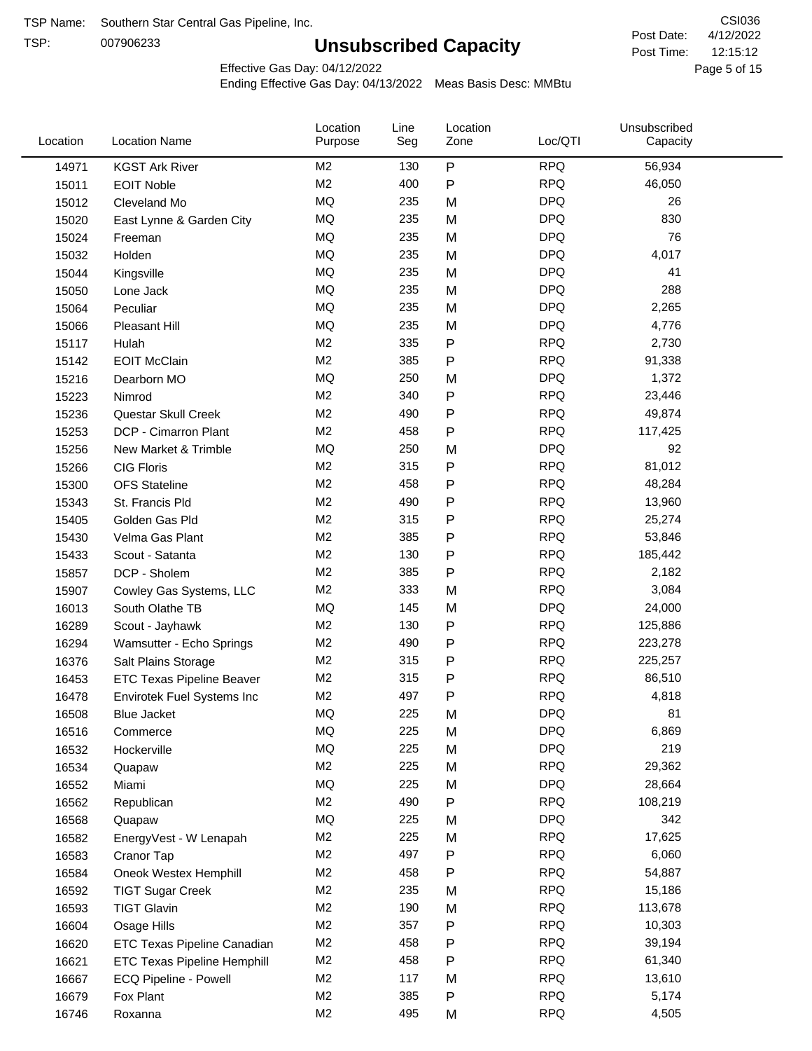TSP Name: Southern Star Central Gas Pipeline, Inc.

TSP: 007906233

# Unsubscribed Capacity

CSI036

Post Date: 4/12/2022

Post Time: 12:15:12

Effective Gas Day: 04/12/2022

Ending Effective Gas Day: 04/13/2022 Meas Basis Desc: MMBtu

| Location | Location Name | Location Purpose | Line Seg | Location Zone | Loc/QTI | Unsubscribed Capacity |
|---|---|---|---|---|---|---|
| 14971 | KGST Ark River | M2 | 130 | P | RPQ | 56,934 |
| 15011 | EOIT Noble | M2 | 400 | P | RPQ | 46,050 |
| 15012 | Cleveland Mo | MQ | 235 | M | DPQ | 26 |
| 15020 | East Lynne & Garden City | MQ | 235 | M | DPQ | 830 |
| 15024 | Freeman | MQ | 235 | M | DPQ | 76 |
| 15032 | Holden | MQ | 235 | M | DPQ | 4,017 |
| 15044 | Kingsville | MQ | 235 | M | DPQ | 41 |
| 15050 | Lone Jack | MQ | 235 | M | DPQ | 288 |
| 15064 | Peculiar | MQ | 235 | M | DPQ | 2,265 |
| 15066 | Pleasant Hill | MQ | 235 | M | DPQ | 4,776 |
| 15117 | Hulah | M2 | 335 | P | RPQ | 2,730 |
| 15142 | EOIT McClain | M2 | 385 | P | RPQ | 91,338 |
| 15216 | Dearborn MO | MQ | 250 | M | DPQ | 1,372 |
| 15223 | Nimrod | M2 | 340 | P | RPQ | 23,446 |
| 15236 | Questar Skull Creek | M2 | 490 | P | RPQ | 49,874 |
| 15253 | DCP - Cimarron Plant | M2 | 458 | P | RPQ | 117,425 |
| 15256 | New Market & Trimble | MQ | 250 | M | DPQ | 92 |
| 15266 | CIG Floris | M2 | 315 | P | RPQ | 81,012 |
| 15300 | OFS Stateline | M2 | 458 | P | RPQ | 48,284 |
| 15343 | St. Francis Pld | M2 | 490 | P | RPQ | 13,960 |
| 15405 | Golden Gas Pld | M2 | 315 | P | RPQ | 25,274 |
| 15430 | Velma Gas Plant | M2 | 385 | P | RPQ | 53,846 |
| 15433 | Scout - Satanta | M2 | 130 | P | RPQ | 185,442 |
| 15857 | DCP - Sholem | M2 | 385 | P | RPQ | 2,182 |
| 15907 | Cowley Gas Systems, LLC | M2 | 333 | M | RPQ | 3,084 |
| 16013 | South Olathe TB | MQ | 145 | M | DPQ | 24,000 |
| 16289 | Scout - Jayhawk | M2 | 130 | P | RPQ | 125,886 |
| 16294 | Wamsutter - Echo Springs | M2 | 490 | P | RPQ | 223,278 |
| 16376 | Salt Plains Storage | M2 | 315 | P | RPQ | 225,257 |
| 16453 | ETC Texas Pipeline Beaver | M2 | 315 | P | RPQ | 86,510 |
| 16478 | Envirotek Fuel Systems Inc | M2 | 497 | P | RPQ | 4,818 |
| 16508 | Blue Jacket | MQ | 225 | M | DPQ | 81 |
| 16516 | Commerce | MQ | 225 | M | DPQ | 6,869 |
| 16532 | Hockerville | MQ | 225 | M | DPQ | 219 |
| 16534 | Quapaw | M2 | 225 | M | RPQ | 29,362 |
| 16552 | Miami | MQ | 225 | M | DPQ | 28,664 |
| 16562 | Republican | M2 | 490 | P | RPQ | 108,219 |
| 16568 | Quapaw | MQ | 225 | M | DPQ | 342 |
| 16582 | EnergyVest - W Lenapah | M2 | 225 | M | RPQ | 17,625 |
| 16583 | Cranor Tap | M2 | 497 | P | RPQ | 6,060 |
| 16584 | Oneok Westex Hemphill | M2 | 458 | P | RPQ | 54,887 |
| 16592 | TIGT Sugar Creek | M2 | 235 | M | RPQ | 15,186 |
| 16593 | TIGT Glavin | M2 | 190 | M | RPQ | 113,678 |
| 16604 | Osage Hills | M2 | 357 | P | RPQ | 10,303 |
| 16620 | ETC Texas Pipeline Canadian | M2 | 458 | P | RPQ | 39,194 |
| 16621 | ETC Texas Pipeline Hemphill | M2 | 458 | P | RPQ | 61,340 |
| 16667 | ECQ Pipeline - Powell | M2 | 117 | M | RPQ | 13,610 |
| 16679 | Fox Plant | M2 | 385 | P | RPQ | 5,174 |
| 16746 | Roxanna | M2 | 495 | M | RPQ | 4,505 |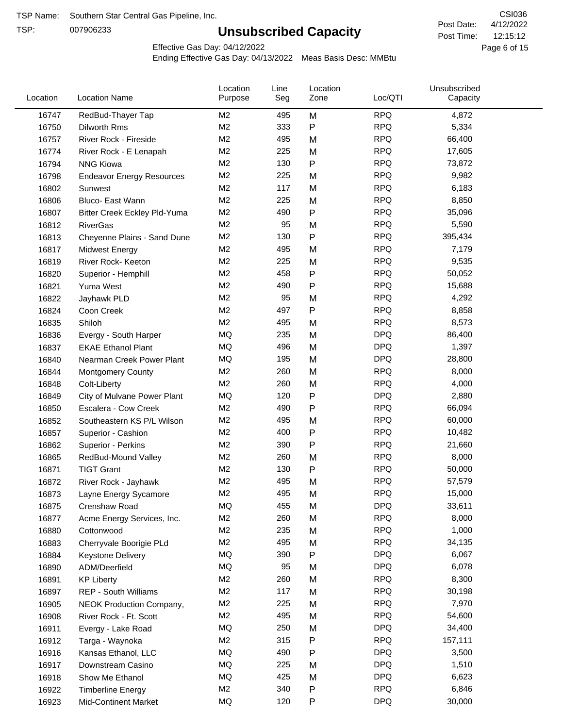TSP Name: Southern Star Central Gas Pipeline, Inc.
TSP: 007906233

# Unsubscribed Capacity

CSI036
Post Date: 4/12/2022
Post Time: 12:15:12

Effective Gas Day: 04/12/2022
Ending Effective Gas Day: 04/13/2022  Meas Basis Desc: MMBtu

| Location | Location Name | Location Purpose | Line Seg | Location Zone | Loc/QTI | Unsubscribed Capacity |
|---|---|---|---|---|---|---|
| 16747 | RedBud-Thayer Tap | M2 | 495 | M | RPQ | 4,872 |
| 16750 | Dilworth Rms | M2 | 333 | P | RPQ | 5,334 |
| 16757 | River Rock - Fireside | M2 | 495 | M | RPQ | 66,400 |
| 16774 | River Rock - E Lenapah | M2 | 225 | M | RPQ | 17,605 |
| 16794 | NNG Kiowa | M2 | 130 | P | RPQ | 73,872 |
| 16798 | Endeavor Energy Resources | M2 | 225 | M | RPQ | 9,982 |
| 16802 | Sunwest | M2 | 117 | M | RPQ | 6,183 |
| 16806 | Bluco- East Wann | M2 | 225 | M | RPQ | 8,850 |
| 16807 | Bitter Creek Eckley Pld-Yuma | M2 | 490 | P | RPQ | 35,096 |
| 16812 | RiverGas | M2 | 95 | M | RPQ | 5,590 |
| 16813 | Cheyenne Plains - Sand Dune | M2 | 130 | P | RPQ | 395,434 |
| 16817 | Midwest Energy | M2 | 495 | M | RPQ | 7,179 |
| 16819 | River Rock- Keeton | M2 | 225 | M | RPQ | 9,535 |
| 16820 | Superior - Hemphill | M2 | 458 | P | RPQ | 50,052 |
| 16821 | Yuma West | M2 | 490 | P | RPQ | 15,688 |
| 16822 | Jayhawk PLD | M2 | 95 | M | RPQ | 4,292 |
| 16824 | Coon Creek | M2 | 497 | P | RPQ | 8,858 |
| 16835 | Shiloh | M2 | 495 | M | RPQ | 8,573 |
| 16836 | Evergy - South Harper | MQ | 235 | M | DPQ | 86,400 |
| 16837 | EKAE Ethanol Plant | MQ | 496 | M | DPQ | 1,397 |
| 16840 | Nearman Creek Power Plant | MQ | 195 | M | DPQ | 28,800 |
| 16844 | Montgomery County | M2 | 260 | M | RPQ | 8,000 |
| 16848 | Colt-Liberty | M2 | 260 | M | RPQ | 4,000 |
| 16849 | City of Mulvane Power Plant | MQ | 120 | P | DPQ | 2,880 |
| 16850 | Escalera - Cow Creek | M2 | 490 | P | RPQ | 66,094 |
| 16852 | Southeastern KS P/L Wilson | M2 | 495 | M | RPQ | 60,000 |
| 16857 | Superior - Cashion | M2 | 400 | P | RPQ | 10,482 |
| 16862 | Superior - Perkins | M2 | 390 | P | RPQ | 21,660 |
| 16865 | RedBud-Mound Valley | M2 | 260 | M | RPQ | 8,000 |
| 16871 | TIGT Grant | M2 | 130 | P | RPQ | 50,000 |
| 16872 | River Rock - Jayhawk | M2 | 495 | M | RPQ | 57,579 |
| 16873 | Layne Energy Sycamore | M2 | 495 | M | RPQ | 15,000 |
| 16875 | Crenshaw Road | MQ | 455 | M | DPQ | 33,611 |
| 16877 | Acme Energy Services, Inc. | M2 | 260 | M | RPQ | 8,000 |
| 16880 | Cottonwood | M2 | 235 | M | RPQ | 1,000 |
| 16883 | Cherryvale Boorigie PLd | M2 | 495 | M | RPQ | 34,135 |
| 16884 | Keystone Delivery | MQ | 390 | P | DPQ | 6,067 |
| 16890 | ADM/Deerfield | MQ | 95 | M | DPQ | 6,078 |
| 16891 | KP Liberty | M2 | 260 | M | RPQ | 8,300 |
| 16897 | REP - South Williams | M2 | 117 | M | RPQ | 30,198 |
| 16905 | NEOK Production Company, | M2 | 225 | M | RPQ | 7,970 |
| 16908 | River Rock - Ft. Scott | M2 | 495 | M | RPQ | 54,600 |
| 16911 | Evergy - Lake Road | MQ | 250 | M | DPQ | 34,400 |
| 16912 | Targa - Waynoka | M2 | 315 | P | RPQ | 157,111 |
| 16916 | Kansas Ethanol, LLC | MQ | 490 | P | DPQ | 3,500 |
| 16917 | Downstream Casino | MQ | 225 | M | DPQ | 1,510 |
| 16918 | Show Me Ethanol | MQ | 425 | M | DPQ | 6,623 |
| 16922 | Timberline Energy | M2 | 340 | P | RPQ | 6,846 |
| 16923 | Mid-Continent Market | MQ | 120 | P | DPQ | 30,000 |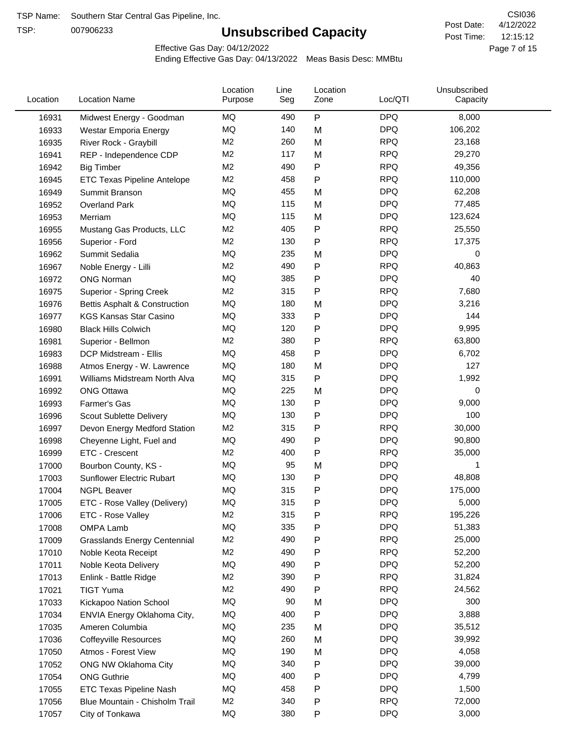TSP Name: Southern Star Central Gas Pipeline, Inc.

TSP: 007906233

# Unsubscribed Capacity

CSI036

Post Date: 4/12/2022

Post Time: 12:15:12

Effective Gas Day: 04/12/2022

Ending Effective Gas Day: 04/13/2022 Meas Basis Desc: MMBtu

| Location | Location Name | Location Purpose | Line Seg | Location Zone | Loc/QTI | Unsubscribed Capacity |
|---|---|---|---|---|---|---|
| 16931 | Midwest Energy - Goodman | MQ | 490 | P | DPQ | 8,000 |
| 16933 | Westar Emporia Energy | MQ | 140 | M | DPQ | 106,202 |
| 16935 | River Rock - Graybill | M2 | 260 | M | RPQ | 23,168 |
| 16941 | REP - Independence CDP | M2 | 117 | M | RPQ | 29,270 |
| 16942 | Big Timber | M2 | 490 | P | RPQ | 49,356 |
| 16945 | ETC Texas Pipeline Antelope | M2 | 458 | P | RPQ | 110,000 |
| 16949 | Summit Branson | MQ | 455 | M | DPQ | 62,208 |
| 16952 | Overland Park | MQ | 115 | M | DPQ | 77,485 |
| 16953 | Merriam | MQ | 115 | M | DPQ | 123,624 |
| 16955 | Mustang Gas Products, LLC | M2 | 405 | P | RPQ | 25,550 |
| 16956 | Superior - Ford | M2 | 130 | P | RPQ | 17,375 |
| 16962 | Summit Sedalia | MQ | 235 | M | DPQ | 0 |
| 16967 | Noble Energy - Lilli | M2 | 490 | P | RPQ | 40,863 |
| 16972 | ONG Norman | MQ | 385 | P | DPQ | 40 |
| 16975 | Superior - Spring Creek | M2 | 315 | P | RPQ | 7,680 |
| 16976 | Bettis Asphalt & Construction | MQ | 180 | M | DPQ | 3,216 |
| 16977 | KGS Kansas Star Casino | MQ | 333 | P | DPQ | 144 |
| 16980 | Black Hills Colwich | MQ | 120 | P | DPQ | 9,995 |
| 16981 | Superior - Bellmon | M2 | 380 | P | RPQ | 63,800 |
| 16983 | DCP Midstream - Ellis | MQ | 458 | P | DPQ | 6,702 |
| 16988 | Atmos Energy - W. Lawrence | MQ | 180 | M | DPQ | 127 |
| 16991 | Williams Midstream North Alva | MQ | 315 | P | DPQ | 1,992 |
| 16992 | ONG Ottawa | MQ | 225 | M | DPQ | 0 |
| 16993 | Farmer's Gas | MQ | 130 | P | DPQ | 9,000 |
| 16996 | Scout Sublette Delivery | MQ | 130 | P | DPQ | 100 |
| 16997 | Devon Energy Medford Station | M2 | 315 | P | RPQ | 30,000 |
| 16998 | Cheyenne Light, Fuel and | MQ | 490 | P | DPQ | 90,800 |
| 16999 | ETC - Crescent | M2 | 400 | P | RPQ | 35,000 |
| 17000 | Bourbon County, KS - | MQ | 95 | M | DPQ | 1 |
| 17003 | Sunflower Electric Rubart | MQ | 130 | P | DPQ | 48,808 |
| 17004 | NGPL Beaver | MQ | 315 | P | DPQ | 175,000 |
| 17005 | ETC - Rose Valley (Delivery) | MQ | 315 | P | DPQ | 5,000 |
| 17006 | ETC - Rose Valley | M2 | 315 | P | RPQ | 195,226 |
| 17008 | OMPA Lamb | MQ | 335 | P | DPQ | 51,383 |
| 17009 | Grasslands Energy Centennial | M2 | 490 | P | RPQ | 25,000 |
| 17010 | Noble Keota Receipt | M2 | 490 | P | RPQ | 52,200 |
| 17011 | Noble Keota Delivery | MQ | 490 | P | DPQ | 52,200 |
| 17013 | Enlink - Battle Ridge | M2 | 390 | P | RPQ | 31,824 |
| 17021 | TIGT Yuma | M2 | 490 | P | RPQ | 24,562 |
| 17033 | Kickapoo Nation School | MQ | 90 | M | DPQ | 300 |
| 17034 | ENVIA Energy Oklahoma City, | MQ | 400 | P | DPQ | 3,888 |
| 17035 | Ameren Columbia | MQ | 235 | M | DPQ | 35,512 |
| 17036 | Coffeyville Resources | MQ | 260 | M | DPQ | 39,992 |
| 17050 | Atmos - Forest View | MQ | 190 | M | DPQ | 4,058 |
| 17052 | ONG NW Oklahoma City | MQ | 340 | P | DPQ | 39,000 |
| 17054 | ONG Guthrie | MQ | 400 | P | DPQ | 4,799 |
| 17055 | ETC Texas Pipeline Nash | MQ | 458 | P | DPQ | 1,500 |
| 17056 | Blue Mountain - Chisholm Trail | M2 | 340 | P | RPQ | 72,000 |
| 17057 | City of Tonkawa | MQ | 380 | P | DPQ | 3,000 |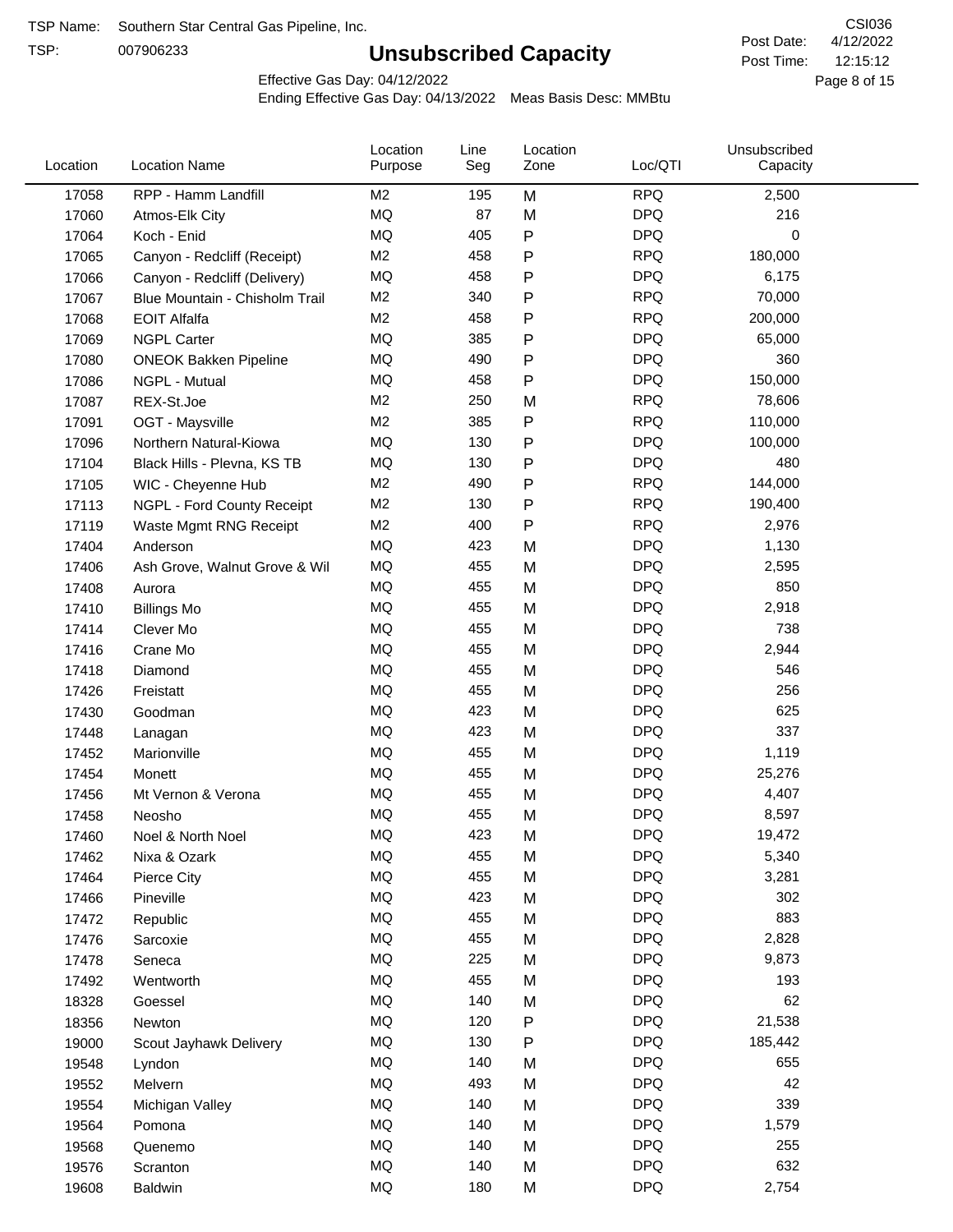TSP Name: Southern Star Central Gas Pipeline, Inc.
TSP: 007906233

# Unsubscribed Capacity

CSI036
Post Date: 4/12/2022
Post Time: 12:15:12

Effective Gas Day: 04/12/2022
Ending Effective Gas Day: 04/13/2022 Meas Basis Desc: MMBtu

| Location | Location Name | Location Purpose | Line Seg | Location Zone | Loc/QTI | Unsubscribed Capacity |
|---|---|---|---|---|---|---|
| 17058 | RPP - Hamm Landfill | M2 | 195 | M | RPQ | 2,500 |
| 17060 | Atmos-Elk City | MQ | 87 | M | DPQ | 216 |
| 17064 | Koch - Enid | MQ | 405 | P | DPQ | 0 |
| 17065 | Canyon - Redcliff (Receipt) | M2 | 458 | P | RPQ | 180,000 |
| 17066 | Canyon - Redcliff (Delivery) | MQ | 458 | P | DPQ | 6,175 |
| 17067 | Blue Mountain - Chisholm Trail | M2 | 340 | P | RPQ | 70,000 |
| 17068 | EOIT Alfalfa | M2 | 458 | P | RPQ | 200,000 |
| 17069 | NGPL Carter | MQ | 385 | P | DPQ | 65,000 |
| 17080 | ONEOK Bakken Pipeline | MQ | 490 | P | DPQ | 360 |
| 17086 | NGPL - Mutual | MQ | 458 | P | DPQ | 150,000 |
| 17087 | REX-St.Joe | M2 | 250 | M | RPQ | 78,606 |
| 17091 | OGT - Maysville | M2 | 385 | P | RPQ | 110,000 |
| 17096 | Northern Natural-Kiowa | MQ | 130 | P | DPQ | 100,000 |
| 17104 | Black Hills - Plevna, KS TB | MQ | 130 | P | DPQ | 480 |
| 17105 | WIC - Cheyenne Hub | M2 | 490 | P | RPQ | 144,000 |
| 17113 | NGPL - Ford County Receipt | M2 | 130 | P | RPQ | 190,400 |
| 17119 | Waste Mgmt RNG Receipt | M2 | 400 | P | RPQ | 2,976 |
| 17404 | Anderson | MQ | 423 | M | DPQ | 1,130 |
| 17406 | Ash Grove, Walnut Grove & Wil | MQ | 455 | M | DPQ | 2,595 |
| 17408 | Aurora | MQ | 455 | M | DPQ | 850 |
| 17410 | Billings Mo | MQ | 455 | M | DPQ | 2,918 |
| 17414 | Clever Mo | MQ | 455 | M | DPQ | 738 |
| 17416 | Crane Mo | MQ | 455 | M | DPQ | 2,944 |
| 17418 | Diamond | MQ | 455 | M | DPQ | 546 |
| 17426 | Freistatt | MQ | 455 | M | DPQ | 256 |
| 17430 | Goodman | MQ | 423 | M | DPQ | 625 |
| 17448 | Lanagan | MQ | 423 | M | DPQ | 337 |
| 17452 | Marionville | MQ | 455 | M | DPQ | 1,119 |
| 17454 | Monett | MQ | 455 | M | DPQ | 25,276 |
| 17456 | Mt Vernon & Verona | MQ | 455 | M | DPQ | 4,407 |
| 17458 | Neosho | MQ | 455 | M | DPQ | 8,597 |
| 17460 | Noel & North Noel | MQ | 423 | M | DPQ | 19,472 |
| 17462 | Nixa & Ozark | MQ | 455 | M | DPQ | 5,340 |
| 17464 | Pierce City | MQ | 455 | M | DPQ | 3,281 |
| 17466 | Pineville | MQ | 423 | M | DPQ | 302 |
| 17472 | Republic | MQ | 455 | M | DPQ | 883 |
| 17476 | Sarcoxie | MQ | 455 | M | DPQ | 2,828 |
| 17478 | Seneca | MQ | 225 | M | DPQ | 9,873 |
| 17492 | Wentworth | MQ | 455 | M | DPQ | 193 |
| 18328 | Goessel | MQ | 140 | M | DPQ | 62 |
| 18356 | Newton | MQ | 120 | P | DPQ | 21,538 |
| 19000 | Scout Jayhawk Delivery | MQ | 130 | P | DPQ | 185,442 |
| 19548 | Lyndon | MQ | 140 | M | DPQ | 655 |
| 19552 | Melvern | MQ | 493 | M | DPQ | 42 |
| 19554 | Michigan Valley | MQ | 140 | M | DPQ | 339 |
| 19564 | Pomona | MQ | 140 | M | DPQ | 1,579 |
| 19568 | Quenemo | MQ | 140 | M | DPQ | 255 |
| 19576 | Scranton | MQ | 140 | M | DPQ | 632 |
| 19608 | Baldwin | MQ | 180 | M | DPQ | 2,754 |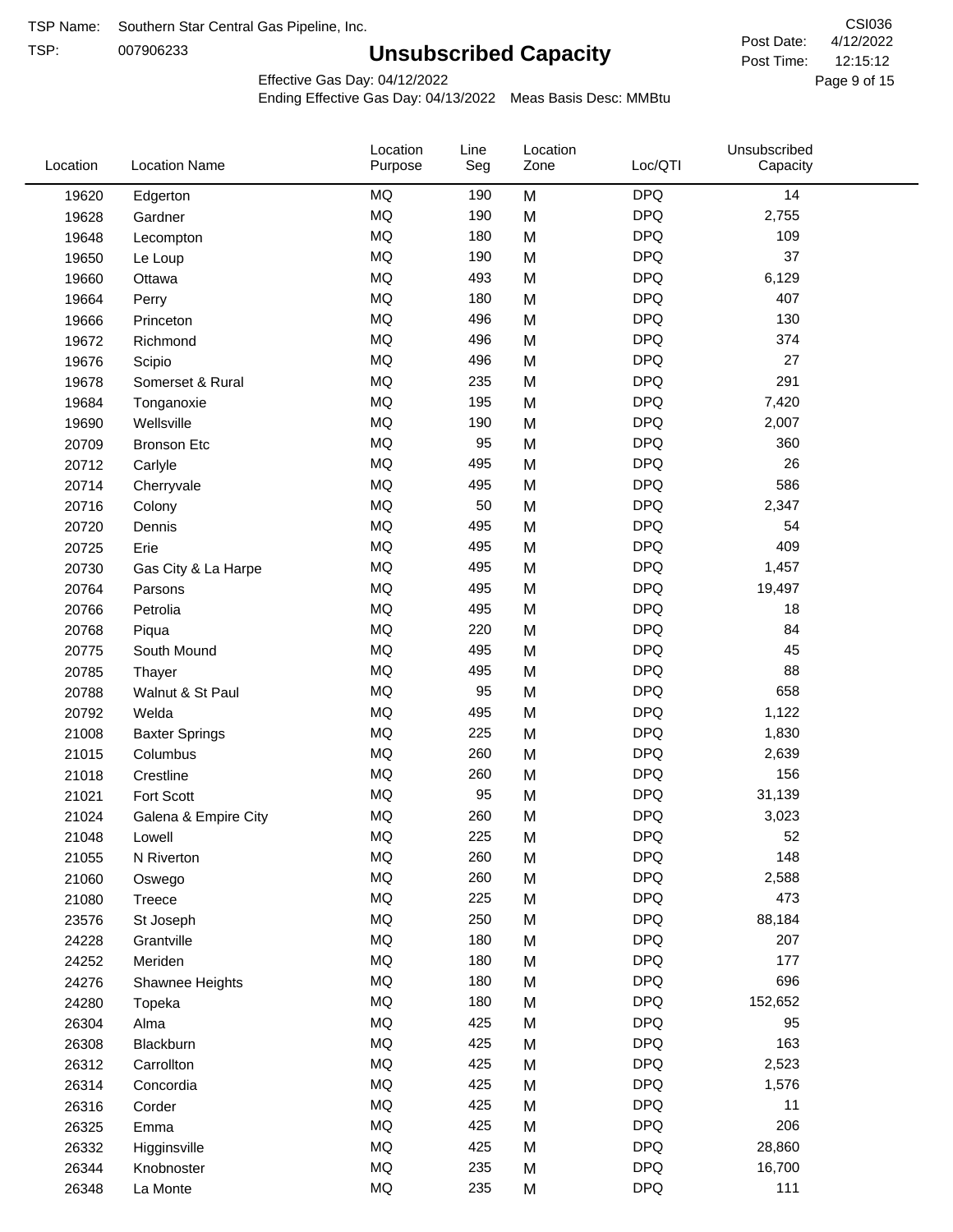TSP Name: Southern Star Central Gas Pipeline, Inc.

TSP: 007906233

# Unsubscribed Capacity

CSI036

Post Date: 4/12/2022

Post Time: 12:15:12

Effective Gas Day: 04/12/2022

Ending Effective Gas Day: 04/13/2022 Meas Basis Desc: MMBtu

| Location | Location Name | Location Purpose | Line Seg | Location Zone | Loc/QTI | Unsubscribed Capacity |
|---|---|---|---|---|---|---|
| 19620 | Edgerton | MQ | 190 | M | DPQ | 14 |
| 19628 | Gardner | MQ | 190 | M | DPQ | 2,755 |
| 19648 | Lecompton | MQ | 180 | M | DPQ | 109 |
| 19650 | Le Loup | MQ | 190 | M | DPQ | 37 |
| 19660 | Ottawa | MQ | 493 | M | DPQ | 6,129 |
| 19664 | Perry | MQ | 180 | M | DPQ | 407 |
| 19666 | Princeton | MQ | 496 | M | DPQ | 130 |
| 19672 | Richmond | MQ | 496 | M | DPQ | 374 |
| 19676 | Scipio | MQ | 496 | M | DPQ | 27 |
| 19678 | Somerset & Rural | MQ | 235 | M | DPQ | 291 |
| 19684 | Tonganoxie | MQ | 195 | M | DPQ | 7,420 |
| 19690 | Wellsville | MQ | 190 | M | DPQ | 2,007 |
| 20709 | Bronson Etc | MQ | 95 | M | DPQ | 360 |
| 20712 | Carlyle | MQ | 495 | M | DPQ | 26 |
| 20714 | Cherryvale | MQ | 495 | M | DPQ | 586 |
| 20716 | Colony | MQ | 50 | M | DPQ | 2,347 |
| 20720 | Dennis | MQ | 495 | M | DPQ | 54 |
| 20725 | Erie | MQ | 495 | M | DPQ | 409 |
| 20730 | Gas City & La Harpe | MQ | 495 | M | DPQ | 1,457 |
| 20764 | Parsons | MQ | 495 | M | DPQ | 19,497 |
| 20766 | Petrolia | MQ | 495 | M | DPQ | 18 |
| 20768 | Piqua | MQ | 220 | M | DPQ | 84 |
| 20775 | South Mound | MQ | 495 | M | DPQ | 45 |
| 20785 | Thayer | MQ | 495 | M | DPQ | 88 |
| 20788 | Walnut & St Paul | MQ | 95 | M | DPQ | 658 |
| 20792 | Welda | MQ | 495 | M | DPQ | 1,122 |
| 21008 | Baxter Springs | MQ | 225 | M | DPQ | 1,830 |
| 21015 | Columbus | MQ | 260 | M | DPQ | 2,639 |
| 21018 | Crestline | MQ | 260 | M | DPQ | 156 |
| 21021 | Fort Scott | MQ | 95 | M | DPQ | 31,139 |
| 21024 | Galena & Empire City | MQ | 260 | M | DPQ | 3,023 |
| 21048 | Lowell | MQ | 225 | M | DPQ | 52 |
| 21055 | N Riverton | MQ | 260 | M | DPQ | 148 |
| 21060 | Oswego | MQ | 260 | M | DPQ | 2,588 |
| 21080 | Treece | MQ | 225 | M | DPQ | 473 |
| 23576 | St Joseph | MQ | 250 | M | DPQ | 88,184 |
| 24228 | Grantville | MQ | 180 | M | DPQ | 207 |
| 24252 | Meriden | MQ | 180 | M | DPQ | 177 |
| 24276 | Shawnee Heights | MQ | 180 | M | DPQ | 696 |
| 24280 | Topeka | MQ | 180 | M | DPQ | 152,652 |
| 26304 | Alma | MQ | 425 | M | DPQ | 95 |
| 26308 | Blackburn | MQ | 425 | M | DPQ | 163 |
| 26312 | Carrollton | MQ | 425 | M | DPQ | 2,523 |
| 26314 | Concordia | MQ | 425 | M | DPQ | 1,576 |
| 26316 | Corder | MQ | 425 | M | DPQ | 11 |
| 26325 | Emma | MQ | 425 | M | DPQ | 206 |
| 26332 | Higginsville | MQ | 425 | M | DPQ | 28,860 |
| 26344 | Knobnoster | MQ | 235 | M | DPQ | 16,700 |
| 26348 | La Monte | MQ | 235 | M | DPQ | 111 |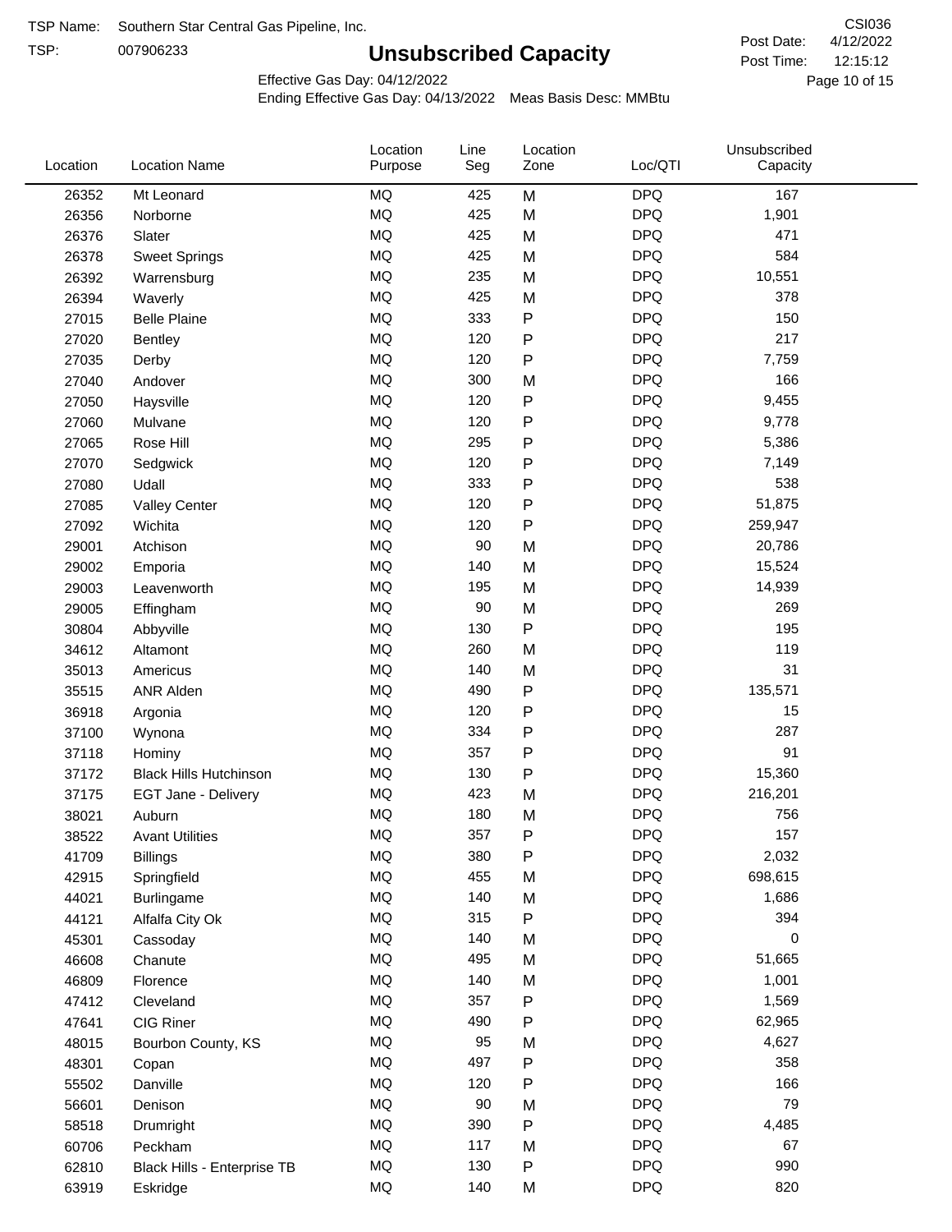TSP Name: Southern Star Central Gas Pipeline, Inc.

TSP: 007906233

# Unsubscribed Capacity

CSI036

Post Date: 4/12/2022

Post Time: 12:15:12

Effective Gas Day: 04/12/2022

Ending Effective Gas Day: 04/13/2022 Meas Basis Desc: MMBtu

| Location | Location Name | Location Purpose | Line Seg | Location Zone | Loc/QTI | Unsubscribed Capacity |
|---|---|---|---|---|---|---|
| 26352 | Mt Leonard | MQ | 425 | M | DPQ | 167 |
| 26356 | Norborne | MQ | 425 | M | DPQ | 1,901 |
| 26376 | Slater | MQ | 425 | M | DPQ | 471 |
| 26378 | Sweet Springs | MQ | 425 | M | DPQ | 584 |
| 26392 | Warrensburg | MQ | 235 | M | DPQ | 10,551 |
| 26394 | Waverly | MQ | 425 | M | DPQ | 378 |
| 27015 | Belle Plaine | MQ | 333 | P | DPQ | 150 |
| 27020 | Bentley | MQ | 120 | P | DPQ | 217 |
| 27035 | Derby | MQ | 120 | P | DPQ | 7,759 |
| 27040 | Andover | MQ | 300 | M | DPQ | 166 |
| 27050 | Haysville | MQ | 120 | P | DPQ | 9,455 |
| 27060 | Mulvane | MQ | 120 | P | DPQ | 9,778 |
| 27065 | Rose Hill | MQ | 295 | P | DPQ | 5,386 |
| 27070 | Sedgwick | MQ | 120 | P | DPQ | 7,149 |
| 27080 | Udall | MQ | 333 | P | DPQ | 538 |
| 27085 | Valley Center | MQ | 120 | P | DPQ | 51,875 |
| 27092 | Wichita | MQ | 120 | P | DPQ | 259,947 |
| 29001 | Atchison | MQ | 90 | M | DPQ | 20,786 |
| 29002 | Emporia | MQ | 140 | M | DPQ | 15,524 |
| 29003 | Leavenworth | MQ | 195 | M | DPQ | 14,939 |
| 29005 | Effingham | MQ | 90 | M | DPQ | 269 |
| 30804 | Abbyville | MQ | 130 | P | DPQ | 195 |
| 34612 | Altamont | MQ | 260 | M | DPQ | 119 |
| 35013 | Americus | MQ | 140 | M | DPQ | 31 |
| 35515 | ANR Alden | MQ | 490 | P | DPQ | 135,571 |
| 36918 | Argonia | MQ | 120 | P | DPQ | 15 |
| 37100 | Wynona | MQ | 334 | P | DPQ | 287 |
| 37118 | Hominy | MQ | 357 | P | DPQ | 91 |
| 37172 | Black Hills Hutchinson | MQ | 130 | P | DPQ | 15,360 |
| 37175 | EGT Jane - Delivery | MQ | 423 | M | DPQ | 216,201 |
| 38021 | Auburn | MQ | 180 | M | DPQ | 756 |
| 38522 | Avant Utilities | MQ | 357 | P | DPQ | 157 |
| 41709 | Billings | MQ | 380 | P | DPQ | 2,032 |
| 42915 | Springfield | MQ | 455 | M | DPQ | 698,615 |
| 44021 | Burlingame | MQ | 140 | M | DPQ | 1,686 |
| 44121 | Alfalfa City Ok | MQ | 315 | P | DPQ | 394 |
| 45301 | Cassoday | MQ | 140 | M | DPQ | 0 |
| 46608 | Chanute | MQ | 495 | M | DPQ | 51,665 |
| 46809 | Florence | MQ | 140 | M | DPQ | 1,001 |
| 47412 | Cleveland | MQ | 357 | P | DPQ | 1,569 |
| 47641 | CIG Riner | MQ | 490 | P | DPQ | 62,965 |
| 48015 | Bourbon County, KS | MQ | 95 | M | DPQ | 4,627 |
| 48301 | Copan | MQ | 497 | P | DPQ | 358 |
| 55502 | Danville | MQ | 120 | P | DPQ | 166 |
| 56601 | Denison | MQ | 90 | M | DPQ | 79 |
| 58518 | Drumright | MQ | 390 | P | DPQ | 4,485 |
| 60706 | Peckham | MQ | 117 | M | DPQ | 67 |
| 62810 | Black Hills - Enterprise TB | MQ | 130 | P | DPQ | 990 |
| 63919 | Eskridge | MQ | 140 | M | DPQ | 820 |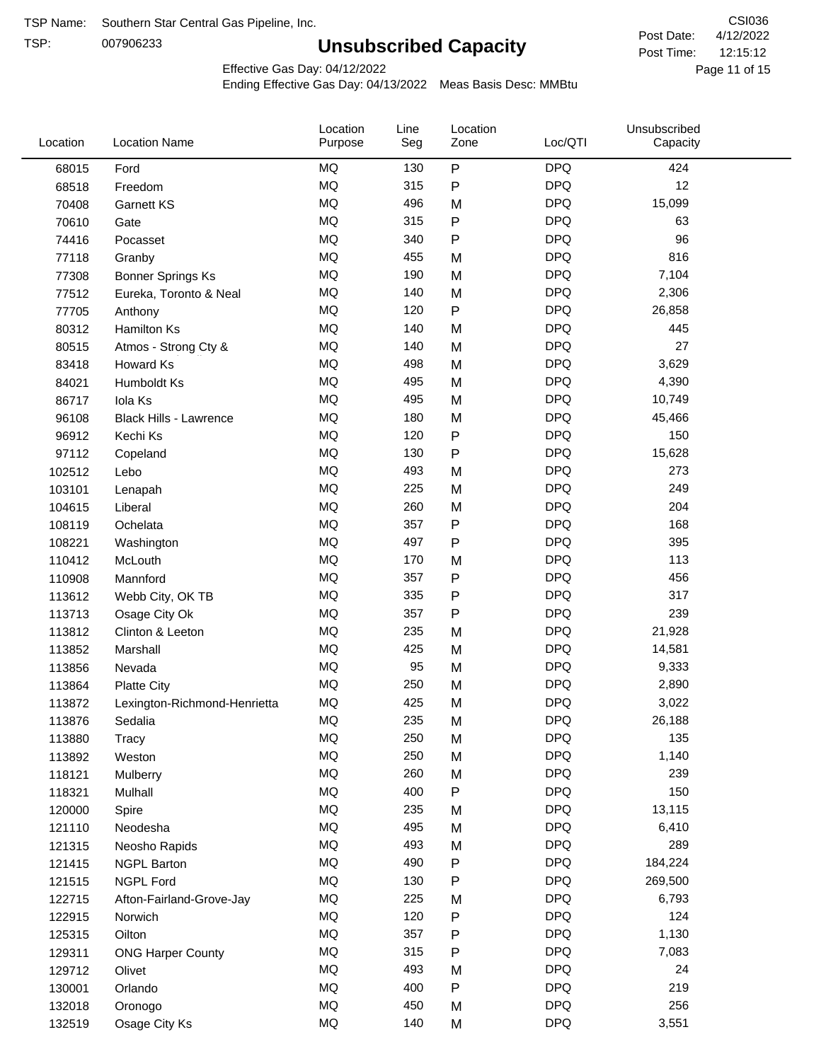TSP Name: Southern Star Central Gas Pipeline, Inc.

TSP: 007906233

# Unsubscribed Capacity

CSI036

Post Date: 4/12/2022

Post Time: 12:15:12

Effective Gas Day: 04/12/2022

Ending Effective Gas Day: 04/13/2022 Meas Basis Desc: MMBtu

| Location | Location Name | Location Purpose | Line Seg | Location Zone | Loc/QTI | Unsubscribed Capacity |
|---|---|---|---|---|---|---|
| 68015 | Ford | MQ | 130 | P | DPQ | 424 |
| 68518 | Freedom | MQ | 315 | P | DPQ | 12 |
| 70408 | Garnett KS | MQ | 496 | M | DPQ | 15,099 |
| 70610 | Gate | MQ | 315 | P | DPQ | 63 |
| 74416 | Pocasset | MQ | 340 | P | DPQ | 96 |
| 77118 | Granby | MQ | 455 | M | DPQ | 816 |
| 77308 | Bonner Springs Ks | MQ | 190 | M | DPQ | 7,104 |
| 77512 | Eureka, Toronto & Neal | MQ | 140 | M | DPQ | 2,306 |
| 77705 | Anthony | MQ | 120 | P | DPQ | 26,858 |
| 80312 | Hamilton Ks | MQ | 140 | M | DPQ | 445 |
| 80515 | Atmos - Strong Cty & | MQ | 140 | M | DPQ | 27 |
| 83418 | Howard Ks | MQ | 498 | M | DPQ | 3,629 |
| 84021 | Humboldt Ks | MQ | 495 | M | DPQ | 4,390 |
| 86717 | Iola Ks | MQ | 495 | M | DPQ | 10,749 |
| 96108 | Black Hills - Lawrence | MQ | 180 | M | DPQ | 45,466 |
| 96912 | Kechi Ks | MQ | 120 | P | DPQ | 150 |
| 97112 | Copeland | MQ | 130 | P | DPQ | 15,628 |
| 102512 | Lebo | MQ | 493 | M | DPQ | 273 |
| 103101 | Lenapah | MQ | 225 | M | DPQ | 249 |
| 104615 | Liberal | MQ | 260 | M | DPQ | 204 |
| 108119 | Ochelata | MQ | 357 | P | DPQ | 168 |
| 108221 | Washington | MQ | 497 | P | DPQ | 395 |
| 110412 | McLouth | MQ | 170 | M | DPQ | 113 |
| 110908 | Mannford | MQ | 357 | P | DPQ | 456 |
| 113612 | Webb City, OK TB | MQ | 335 | P | DPQ | 317 |
| 113713 | Osage City Ok | MQ | 357 | P | DPQ | 239 |
| 113812 | Clinton & Leeton | MQ | 235 | M | DPQ | 21,928 |
| 113852 | Marshall | MQ | 425 | M | DPQ | 14,581 |
| 113856 | Nevada | MQ | 95 | M | DPQ | 9,333 |
| 113864 | Platte City | MQ | 250 | M | DPQ | 2,890 |
| 113872 | Lexington-Richmond-Henrietta | MQ | 425 | M | DPQ | 3,022 |
| 113876 | Sedalia | MQ | 235 | M | DPQ | 26,188 |
| 113880 | Tracy | MQ | 250 | M | DPQ | 135 |
| 113892 | Weston | MQ | 250 | M | DPQ | 1,140 |
| 118121 | Mulberry | MQ | 260 | M | DPQ | 239 |
| 118321 | Mulhall | MQ | 400 | P | DPQ | 150 |
| 120000 | Spire | MQ | 235 | M | DPQ | 13,115 |
| 121110 | Neodesha | MQ | 495 | M | DPQ | 6,410 |
| 121315 | Neosho Rapids | MQ | 493 | M | DPQ | 289 |
| 121415 | NGPL Barton | MQ | 490 | P | DPQ | 184,224 |
| 121515 | NGPL Ford | MQ | 130 | P | DPQ | 269,500 |
| 122715 | Afton-Fairland-Grove-Jay | MQ | 225 | M | DPQ | 6,793 |
| 122915 | Norwich | MQ | 120 | P | DPQ | 124 |
| 125315 | Oilton | MQ | 357 | P | DPQ | 1,130 |
| 129311 | ONG Harper County | MQ | 315 | P | DPQ | 7,083 |
| 129712 | Olivet | MQ | 493 | M | DPQ | 24 |
| 130001 | Orlando | MQ | 400 | P | DPQ | 219 |
| 132018 | Oronogo | MQ | 450 | M | DPQ | 256 |
| 132519 | Osage City Ks | MQ | 140 | M | DPQ | 3,551 |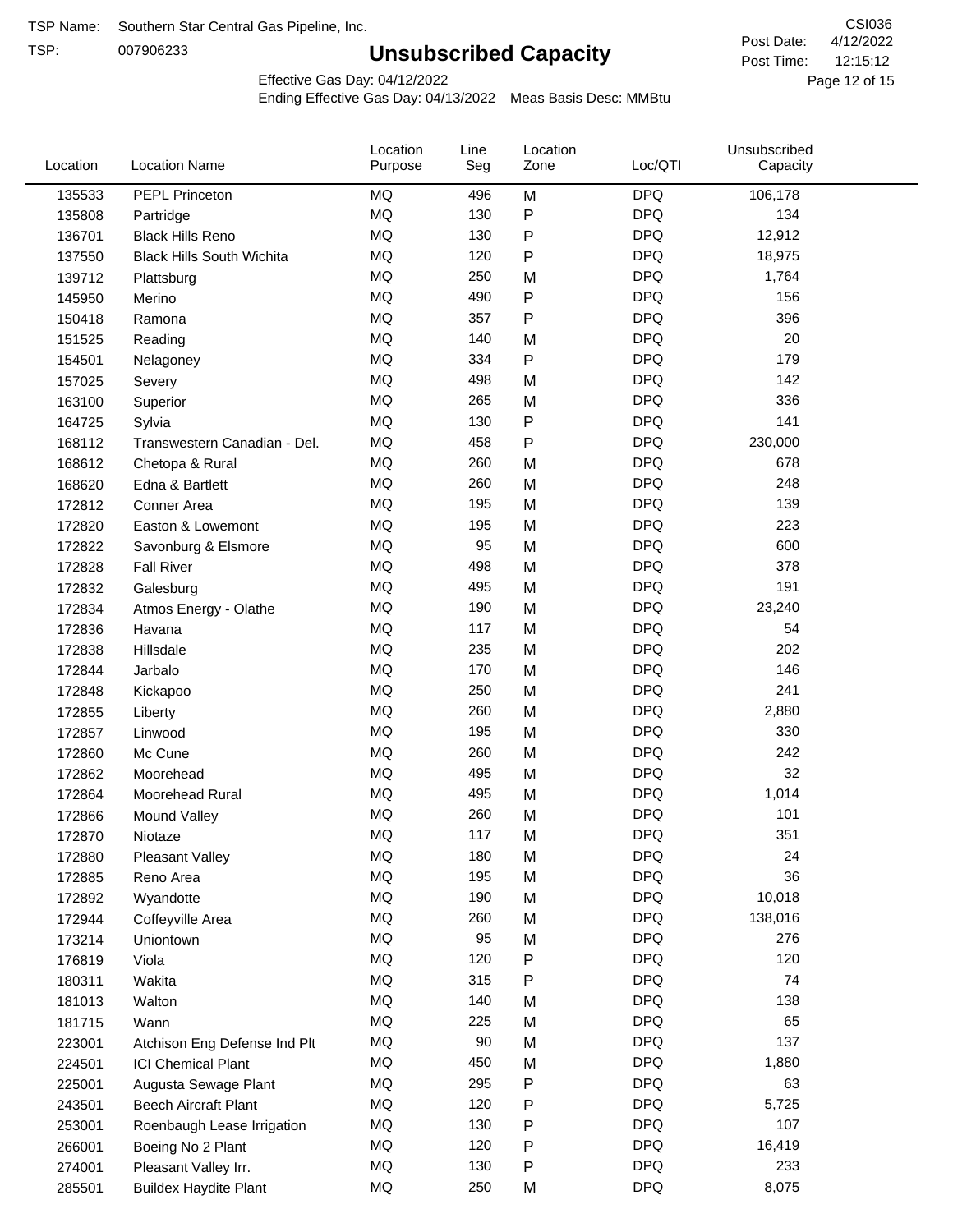TSP Name: Southern Star Central Gas Pipeline, Inc.

TSP: 007906233

# Unsubscribed Capacity

CSI036

Post Date: 4/12/2022

Post Time: 12:15:12

Effective Gas Day: 04/12/2022

Ending Effective Gas Day: 04/13/2022 Meas Basis Desc: MMBtu

| Location | Location Name | Location Purpose | Line Seg | Location Zone | Loc/QTI | Unsubscribed Capacity |
|---|---|---|---|---|---|---|
| 135533 | PEPL Princeton | MQ | 496 | M | DPQ | 106,178 |
| 135808 | Partridge | MQ | 130 | P | DPQ | 134 |
| 136701 | Black Hills Reno | MQ | 130 | P | DPQ | 12,912 |
| 137550 | Black Hills South Wichita | MQ | 120 | P | DPQ | 18,975 |
| 139712 | Plattsburg | MQ | 250 | M | DPQ | 1,764 |
| 145950 | Merino | MQ | 490 | P | DPQ | 156 |
| 150418 | Ramona | MQ | 357 | P | DPQ | 396 |
| 151525 | Reading | MQ | 140 | M | DPQ | 20 |
| 154501 | Nelagoney | MQ | 334 | P | DPQ | 179 |
| 157025 | Severy | MQ | 498 | M | DPQ | 142 |
| 163100 | Superior | MQ | 265 | M | DPQ | 336 |
| 164725 | Sylvia | MQ | 130 | P | DPQ | 141 |
| 168112 | Transwestern Canadian - Del. | MQ | 458 | P | DPQ | 230,000 |
| 168612 | Chetopa & Rural | MQ | 260 | M | DPQ | 678 |
| 168620 | Edna & Bartlett | MQ | 260 | M | DPQ | 248 |
| 172812 | Conner Area | MQ | 195 | M | DPQ | 139 |
| 172820 | Easton & Lowemont | MQ | 195 | M | DPQ | 223 |
| 172822 | Savonburg & Elsmore | MQ | 95 | M | DPQ | 600 |
| 172828 | Fall River | MQ | 498 | M | DPQ | 378 |
| 172832 | Galesburg | MQ | 495 | M | DPQ | 191 |
| 172834 | Atmos Energy - Olathe | MQ | 190 | M | DPQ | 23,240 |
| 172836 | Havana | MQ | 117 | M | DPQ | 54 |
| 172838 | Hillsdale | MQ | 235 | M | DPQ | 202 |
| 172844 | Jarbalo | MQ | 170 | M | DPQ | 146 |
| 172848 | Kickapoo | MQ | 250 | M | DPQ | 241 |
| 172855 | Liberty | MQ | 260 | M | DPQ | 2,880 |
| 172857 | Linwood | MQ | 195 | M | DPQ | 330 |
| 172860 | Mc Cune | MQ | 260 | M | DPQ | 242 |
| 172862 | Moorehead | MQ | 495 | M | DPQ | 32 |
| 172864 | Moorehead Rural | MQ | 495 | M | DPQ | 1,014 |
| 172866 | Mound Valley | MQ | 260 | M | DPQ | 101 |
| 172870 | Niotaze | MQ | 117 | M | DPQ | 351 |
| 172880 | Pleasant Valley | MQ | 180 | M | DPQ | 24 |
| 172885 | Reno Area | MQ | 195 | M | DPQ | 36 |
| 172892 | Wyandotte | MQ | 190 | M | DPQ | 10,018 |
| 172944 | Coffeyville Area | MQ | 260 | M | DPQ | 138,016 |
| 173214 | Uniontown | MQ | 95 | M | DPQ | 276 |
| 176819 | Viola | MQ | 120 | P | DPQ | 120 |
| 180311 | Wakita | MQ | 315 | P | DPQ | 74 |
| 181013 | Walton | MQ | 140 | M | DPQ | 138 |
| 181715 | Wann | MQ | 225 | M | DPQ | 65 |
| 223001 | Atchison Eng Defense Ind Plt | MQ | 90 | M | DPQ | 137 |
| 224501 | ICI Chemical Plant | MQ | 450 | M | DPQ | 1,880 |
| 225001 | Augusta Sewage Plant | MQ | 295 | P | DPQ | 63 |
| 243501 | Beech Aircraft Plant | MQ | 120 | P | DPQ | 5,725 |
| 253001 | Roenbaugh Lease Irrigation | MQ | 130 | P | DPQ | 107 |
| 266001 | Boeing No 2 Plant | MQ | 120 | P | DPQ | 16,419 |
| 274001 | Pleasant Valley Irr. | MQ | 130 | P | DPQ | 233 |
| 285501 | Buildex Haydite Plant | MQ | 250 | M | DPQ | 8,075 |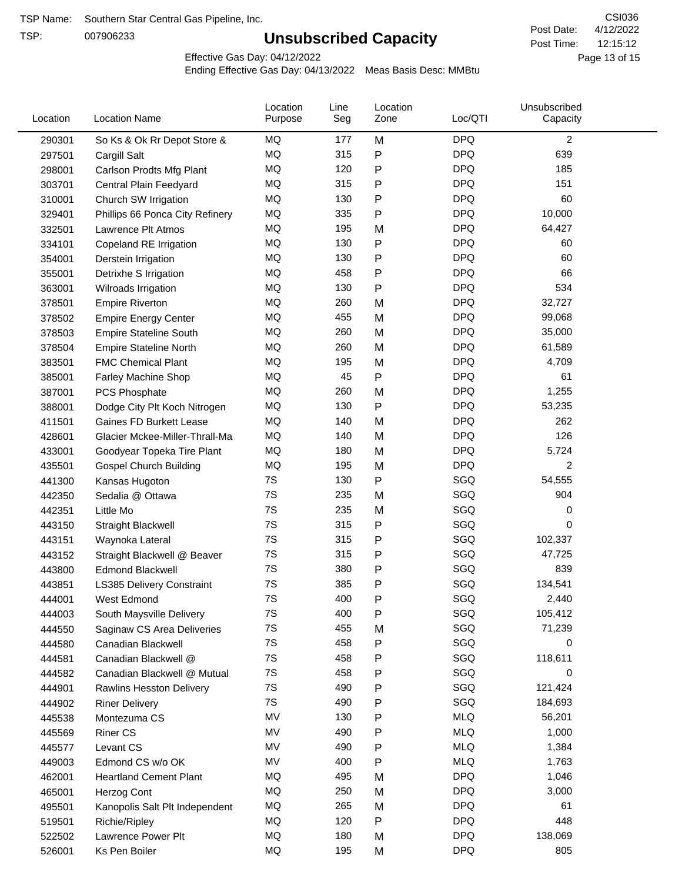TSP Name: Southern Star Central Gas Pipeline, Inc.
TSP: 007906233

# Unsubscribed Capacity

CSI036
Post Date: 4/12/2022
Post Time: 12:15:12

Effective Gas Day: 04/12/2022
Ending Effective Gas Day: 04/13/2022 Meas Basis Desc: MMBtu

| Location | Location Name | Location Purpose | Line Seg | Location Zone | Loc/QTI | Unsubscribed Capacity |
|---|---|---|---|---|---|---|
| 290301 | So Ks & Ok Rr Depot Store & | MQ | 177 | M | DPQ | 2 |
| 297501 | Cargill Salt | MQ | 315 | P | DPQ | 639 |
| 298001 | Carlson Prodts Mfg Plant | MQ | 120 | P | DPQ | 185 |
| 303701 | Central Plain Feedyard | MQ | 315 | P | DPQ | 151 |
| 310001 | Church SW Irrigation | MQ | 130 | P | DPQ | 60 |
| 329401 | Phillips 66 Ponca City Refinery | MQ | 335 | P | DPQ | 10,000 |
| 332501 | Lawrence Plt Atmos | MQ | 195 | M | DPQ | 64,427 |
| 334101 | Copeland RE Irrigation | MQ | 130 | P | DPQ | 60 |
| 354001 | Derstein Irrigation | MQ | 130 | P | DPQ | 60 |
| 355001 | Detrixhe S Irrigation | MQ | 458 | P | DPQ | 66 |
| 363001 | Wilroads Irrigation | MQ | 130 | P | DPQ | 534 |
| 378501 | Empire Riverton | MQ | 260 | M | DPQ | 32,727 |
| 378502 | Empire Energy Center | MQ | 455 | M | DPQ | 99,068 |
| 378503 | Empire Stateline South | MQ | 260 | M | DPQ | 35,000 |
| 378504 | Empire Stateline North | MQ | 260 | M | DPQ | 61,589 |
| 383501 | FMC Chemical Plant | MQ | 195 | M | DPQ | 4,709 |
| 385001 | Farley Machine Shop | MQ | 45 | P | DPQ | 61 |
| 387001 | PCS Phosphate | MQ | 260 | M | DPQ | 1,255 |
| 388001 | Dodge City Plt Koch Nitrogen | MQ | 130 | P | DPQ | 53,235 |
| 411501 | Gaines FD Burkett Lease | MQ | 140 | M | DPQ | 262 |
| 428601 | Glacier Mckee-Miller-Thrall-Ma | MQ | 140 | M | DPQ | 126 |
| 433001 | Goodyear Topeka Tire Plant | MQ | 180 | M | DPQ | 5,724 |
| 435501 | Gospel Church Building | MQ | 195 | M | DPQ | 2 |
| 441300 | Kansas Hugoton | 7S | 130 | P | SGQ | 54,555 |
| 442350 | Sedalia @ Ottawa | 7S | 235 | M | SGQ | 904 |
| 442351 | Little Mo | 7S | 235 | M | SGQ | 0 |
| 443150 | Straight Blackwell | 7S | 315 | P | SGQ | 0 |
| 443151 | Waynoka Lateral | 7S | 315 | P | SGQ | 102,337 |
| 443152 | Straight Blackwell @ Beaver | 7S | 315 | P | SGQ | 47,725 |
| 443800 | Edmond Blackwell | 7S | 380 | P | SGQ | 839 |
| 443851 | LS385 Delivery Constraint | 7S | 385 | P | SGQ | 134,541 |
| 444001 | West Edmond | 7S | 400 | P | SGQ | 2,440 |
| 444003 | South Maysville Delivery | 7S | 400 | P | SGQ | 105,412 |
| 444550 | Saginaw CS Area Deliveries | 7S | 455 | M | SGQ | 71,239 |
| 444580 | Canadian Blackwell | 7S | 458 | P | SGQ | 0 |
| 444581 | Canadian Blackwell @ | 7S | 458 | P | SGQ | 118,611 |
| 444582 | Canadian Blackwell @ Mutual | 7S | 458 | P | SGQ | 0 |
| 444901 | Rawlins Hesston Delivery | 7S | 490 | P | SGQ | 121,424 |
| 444902 | Riner Delivery | 7S | 490 | P | SGQ | 184,693 |
| 445538 | Montezuma CS | MV | 130 | P | MLQ | 56,201 |
| 445569 | Riner CS | MV | 490 | P | MLQ | 1,000 |
| 445577 | Levant CS | MV | 490 | P | MLQ | 1,384 |
| 449003 | Edmond CS w/o OK | MV | 400 | P | MLQ | 1,763 |
| 462001 | Heartland Cement Plant | MQ | 495 | M | DPQ | 1,046 |
| 465001 | Herzog Cont | MQ | 250 | M | DPQ | 3,000 |
| 495501 | Kanopolis Salt Plt Independent | MQ | 265 | M | DPQ | 61 |
| 519501 | Richie/Ripley | MQ | 120 | P | DPQ | 448 |
| 522502 | Lawrence Power Plt | MQ | 180 | M | DPQ | 138,069 |
| 526001 | Ks Pen Boiler | MQ | 195 | M | DPQ | 805 |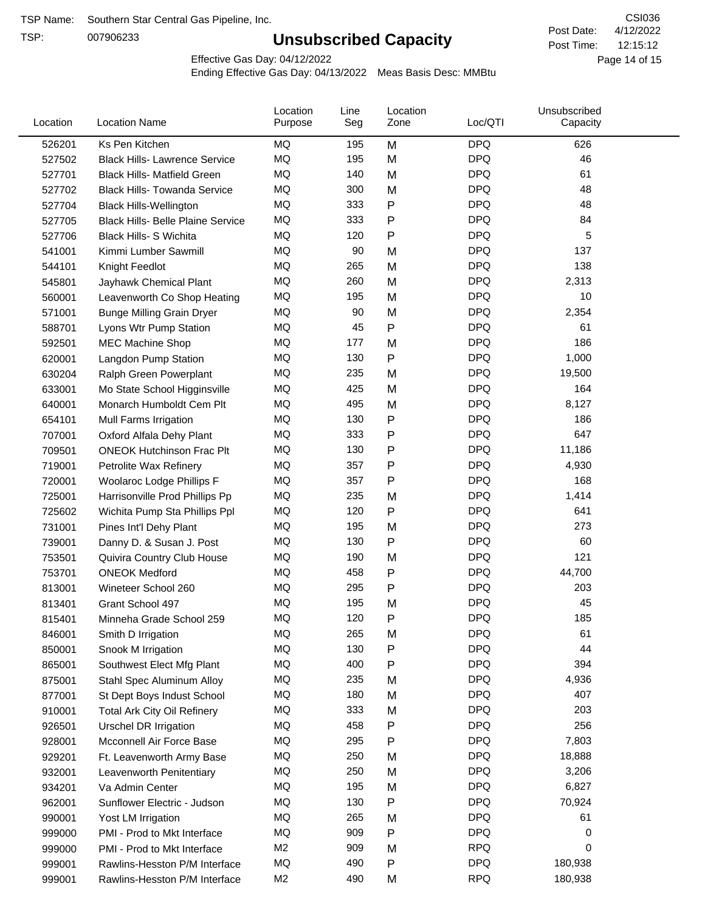TSP Name: Southern Star Central Gas Pipeline, Inc.

TSP: 007906233

# Unsubscribed Capacity

CSI036

Post Date: 4/12/2022

Post Time: 12:15:12

Effective Gas Day: 04/12/2022

Ending Effective Gas Day: 04/13/2022 Meas Basis Desc: MMBtu

| Location | Location Name | Location Purpose | Line Seg | Location Zone | Loc/QTI | Unsubscribed Capacity |
|---|---|---|---|---|---|---|
| 526201 | Ks Pen Kitchen | MQ | 195 | M | DPQ | 626 |
| 527502 | Black Hills- Lawrence Service | MQ | 195 | M | DPQ | 46 |
| 527701 | Black Hills- Matfield Green | MQ | 140 | M | DPQ | 61 |
| 527702 | Black Hills- Towanda Service | MQ | 300 | M | DPQ | 48 |
| 527704 | Black Hills-Wellington | MQ | 333 | P | DPQ | 48 |
| 527705 | Black Hills- Belle Plaine Service | MQ | 333 | P | DPQ | 84 |
| 527706 | Black Hills- S Wichita | MQ | 120 | P | DPQ | 5 |
| 541001 | Kimmi Lumber Sawmill | MQ | 90 | M | DPQ | 137 |
| 544101 | Knight Feedlot | MQ | 265 | M | DPQ | 138 |
| 545801 | Jayhawk Chemical Plant | MQ | 260 | M | DPQ | 2,313 |
| 560001 | Leavenworth Co Shop Heating | MQ | 195 | M | DPQ | 10 |
| 571001 | Bunge Milling Grain Dryer | MQ | 90 | M | DPQ | 2,354 |
| 588701 | Lyons Wtr Pump Station | MQ | 45 | P | DPQ | 61 |
| 592501 | MEC Machine Shop | MQ | 177 | M | DPQ | 186 |
| 620001 | Langdon Pump Station | MQ | 130 | P | DPQ | 1,000 |
| 630204 | Ralph Green Powerplant | MQ | 235 | M | DPQ | 19,500 |
| 633001 | Mo State School Higginsville | MQ | 425 | M | DPQ | 164 |
| 640001 | Monarch Humboldt Cem Plt | MQ | 495 | M | DPQ | 8,127 |
| 654101 | Mull Farms Irrigation | MQ | 130 | P | DPQ | 186 |
| 707001 | Oxford Alfala Dehy Plant | MQ | 333 | P | DPQ | 647 |
| 709501 | ONEOK Hutchinson Frac Plt | MQ | 130 | P | DPQ | 11,186 |
| 719001 | Petrolite Wax Refinery | MQ | 357 | P | DPQ | 4,930 |
| 720001 | Woolaroc Lodge Phillips F | MQ | 357 | P | DPQ | 168 |
| 725001 | Harrisonville Prod Phillips Pp | MQ | 235 | M | DPQ | 1,414 |
| 725602 | Wichita Pump Sta Phillips Ppl | MQ | 120 | P | DPQ | 641 |
| 731001 | Pines Int'l Dehy Plant | MQ | 195 | M | DPQ | 273 |
| 739001 | Danny D. & Susan J. Post | MQ | 130 | P | DPQ | 60 |
| 753501 | Quivira Country Club House | MQ | 190 | M | DPQ | 121 |
| 753701 | ONEOK Medford | MQ | 458 | P | DPQ | 44,700 |
| 813001 | Wineteer School 260 | MQ | 295 | P | DPQ | 203 |
| 813401 | Grant School 497 | MQ | 195 | M | DPQ | 45 |
| 815401 | Minneha Grade School 259 | MQ | 120 | P | DPQ | 185 |
| 846001 | Smith D Irrigation | MQ | 265 | M | DPQ | 61 |
| 850001 | Snook M Irrigation | MQ | 130 | P | DPQ | 44 |
| 865001 | Southwest Elect Mfg Plant | MQ | 400 | P | DPQ | 394 |
| 875001 | Stahl Spec Aluminum Alloy | MQ | 235 | M | DPQ | 4,936 |
| 877001 | St Dept Boys Indust School | MQ | 180 | M | DPQ | 407 |
| 910001 | Total Ark City Oil Refinery | MQ | 333 | M | DPQ | 203 |
| 926501 | Urschel DR Irrigation | MQ | 458 | P | DPQ | 256 |
| 928001 | Mcconnell Air Force Base | MQ | 295 | P | DPQ | 7,803 |
| 929201 | Ft. Leavenworth Army Base | MQ | 250 | M | DPQ | 18,888 |
| 932001 | Leavenworth Penitentiary | MQ | 250 | M | DPQ | 3,206 |
| 934201 | Va Admin Center | MQ | 195 | M | DPQ | 6,827 |
| 962001 | Sunflower Electric - Judson | MQ | 130 | P | DPQ | 70,924 |
| 990001 | Yost LM Irrigation | MQ | 265 | M | DPQ | 61 |
| 999000 | PMI - Prod to Mkt Interface | MQ | 909 | P | DPQ | 0 |
| 999000 | PMI - Prod to Mkt Interface | M2 | 909 | M | RPQ | 0 |
| 999001 | Rawlins-Hesston P/M Interface | MQ | 490 | P | DPQ | 180,938 |
| 999001 | Rawlins-Hesston P/M Interface | M2 | 490 | M | RPQ | 180,938 |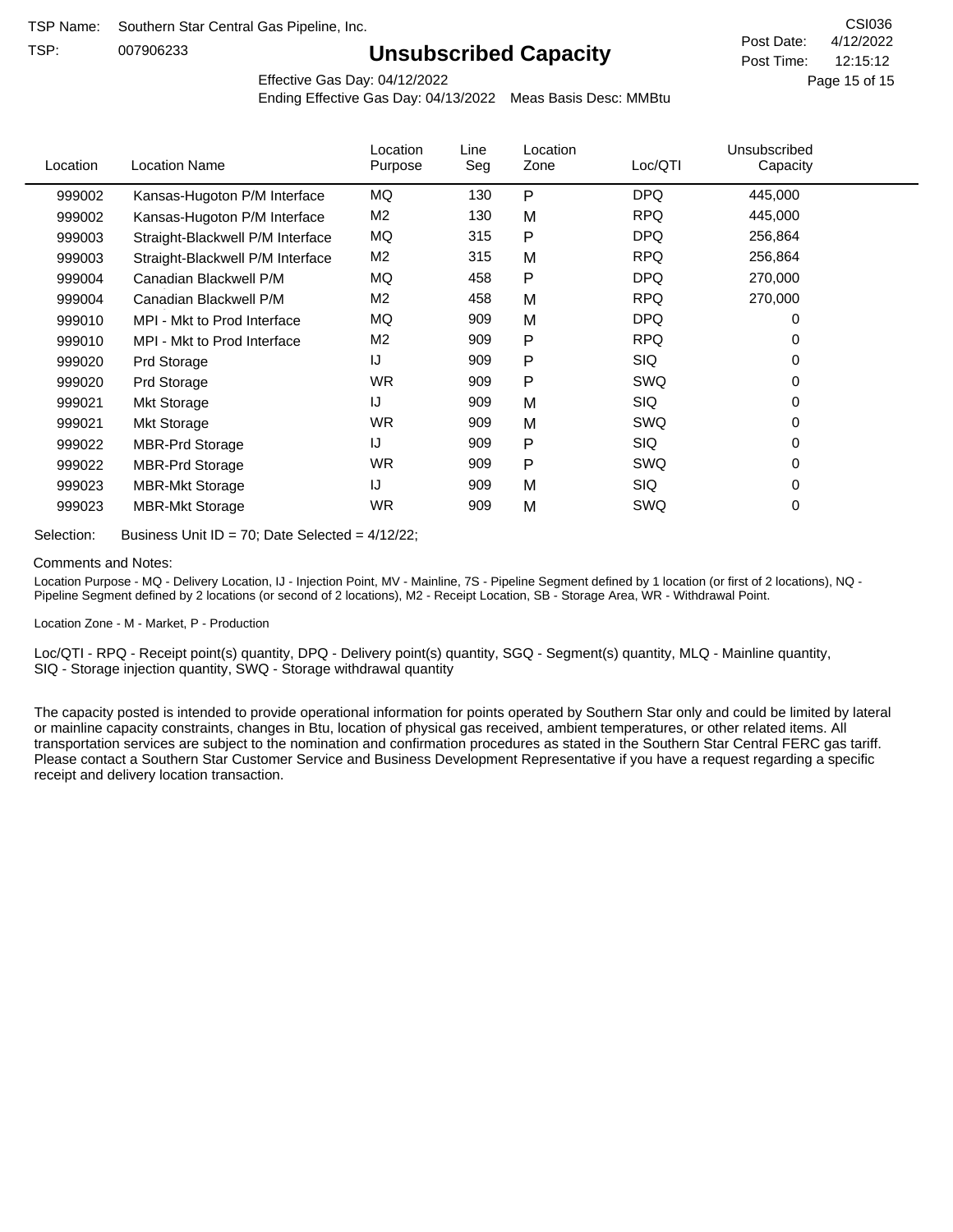TSP Name: Southern Star Central Gas Pipeline, Inc.

TSP: 007906233

# Unsubscribed Capacity

CSI036

Post Date: 4/12/2022

Post Time: 12:15:12

Effective Gas Day: 04/12/2022

Ending Effective Gas Day: 04/13/2022 Meas Basis Desc: MMBtu

| Location | Location Name | Location Purpose | Line Seg | Location Zone | Loc/QTI | Unsubscribed Capacity |
|---|---|---|---|---|---|---|
| 999002 | Kansas-Hugoton P/M Interface | MQ | 130 | P | DPQ | 445,000 |
| 999002 | Kansas-Hugoton P/M Interface | M2 | 130 | M | RPQ | 445,000 |
| 999003 | Straight-Blackwell P/M Interface | MQ | 315 | P | DPQ | 256,864 |
| 999003 | Straight-Blackwell P/M Interface | M2 | 315 | M | RPQ | 256,864 |
| 999004 | Canadian Blackwell P/M | MQ | 458 | P | DPQ | 270,000 |
| 999004 | Canadian Blackwell P/M | M2 | 458 | M | RPQ | 270,000 |
| 999010 | MPI - Mkt to Prod Interface | MQ | 909 | M | DPQ | 0 |
| 999010 | MPI - Mkt to Prod Interface | M2 | 909 | P | RPQ | 0 |
| 999020 | Prd Storage | IJ | 909 | P | SIQ | 0 |
| 999020 | Prd Storage | WR | 909 | P | SWQ | 0 |
| 999021 | Mkt Storage | IJ | 909 | M | SIQ | 0 |
| 999021 | Mkt Storage | WR | 909 | M | SWQ | 0 |
| 999022 | MBR-Prd Storage | IJ | 909 | P | SIQ | 0 |
| 999022 | MBR-Prd Storage | WR | 909 | P | SWQ | 0 |
| 999023 | MBR-Mkt Storage | IJ | 909 | M | SIQ | 0 |
| 999023 | MBR-Mkt Storage | WR | 909 | M | SWQ | 0 |

Selection: Business Unit ID = 70; Date Selected = 4/12/22;

Comments and Notes:

Location Purpose - MQ - Delivery Location, IJ - Injection Point, MV - Mainline, 7S - Pipeline Segment defined by 1 location (or first of 2 locations), NQ - Pipeline Segment defined by 2 locations (or second of 2 locations), M2 - Receipt Location, SB - Storage Area, WR - Withdrawal Point.

Location Zone - M - Market, P - Production

Loc/QTI - RPQ - Receipt point(s) quantity, DPQ - Delivery point(s) quantity, SGQ - Segment(s) quantity, MLQ - Mainline quantity, SIQ - Storage injection quantity, SWQ - Storage withdrawal quantity

The capacity posted is intended to provide operational information for points operated by Southern Star only and could be limited by lateral or mainline capacity constraints, changes in Btu, location of physical gas received, ambient temperatures, or other related items. All transportation services are subject to the nomination and confirmation procedures as stated in the Southern Star Central FERC gas tariff. Please contact a Southern Star Customer Service and Business Development Representative if you have a request regarding a specific receipt and delivery location transaction.